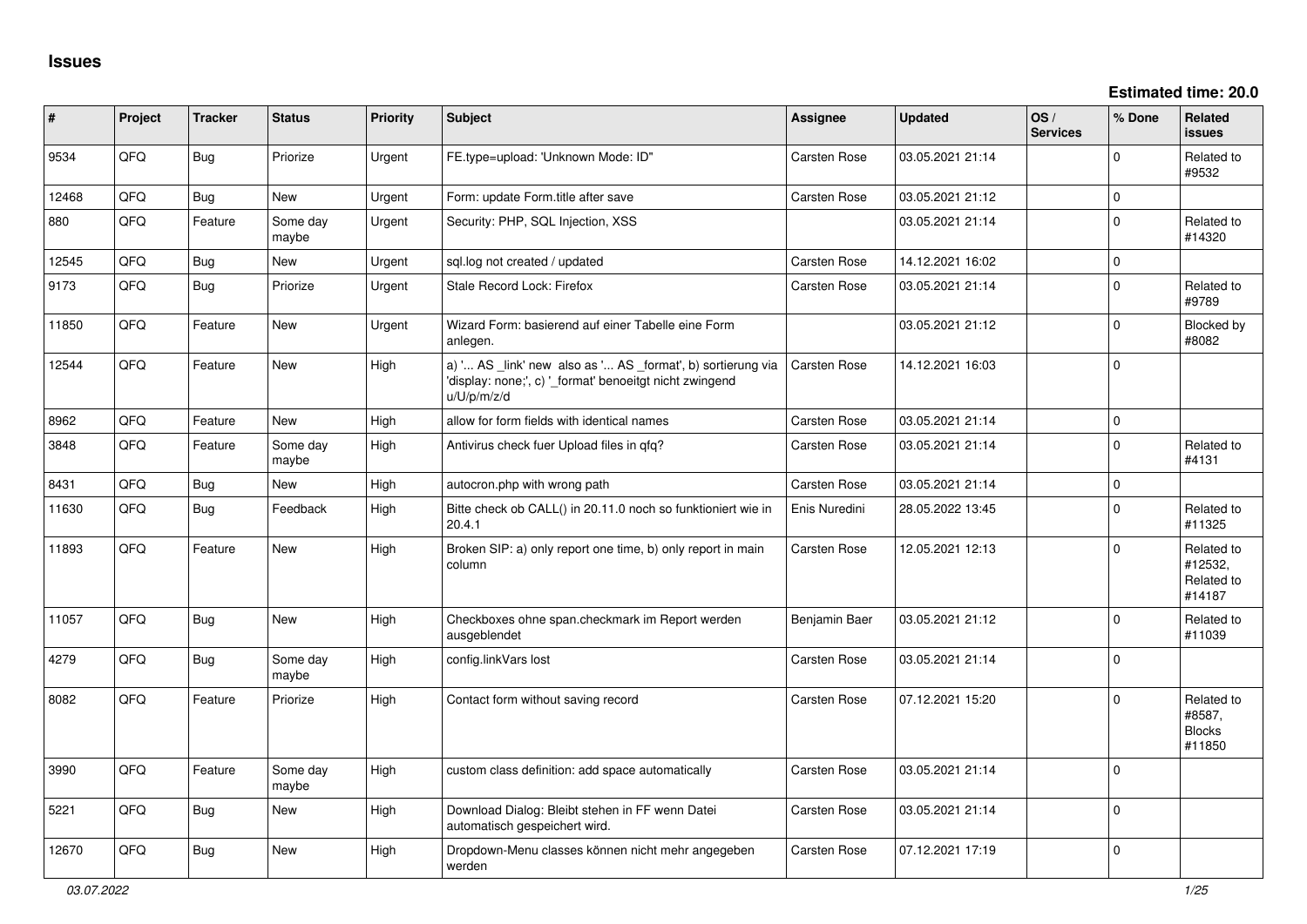# Issues

**Estimated time: 20.0**

| # | Project | Tracker | Status | Priority | Subject | Assignee | Updated | OS / Services | % Done | Related issues |
|---|---|---|---|---|---|---|---|---|---|---|
| 9534 | QFQ | Bug | Priorize | Urgent | FE.type=upload: 'Unknown Mode: ID" | Carsten Rose | 03.05.2021 21:14 | | 0 | Related to #9532 |
| 12468 | QFQ | Bug | New | Urgent | Form: update Form.title after save | Carsten Rose | 03.05.2021 21:12 | | 0 | |
| 880 | QFQ | Feature | Some day maybe | Urgent | Security: PHP, SQL Injection, XSS | | 03.05.2021 21:14 | | 0 | Related to #14320 |
| 12545 | QFQ | Bug | New | Urgent | sql.log not created / updated | Carsten Rose | 14.12.2021 16:02 | | 0 | |
| 9173 | QFQ | Bug | Priorize | Urgent | Stale Record Lock: Firefox | Carsten Rose | 03.05.2021 21:14 | | 0 | Related to #9789 |
| 11850 | QFQ | Feature | New | Urgent | Wizard Form: basierend auf einer Tabelle eine Form anlegen. | | 03.05.2021 21:12 | | 0 | Blocked by #8082 |
| 12544 | QFQ | Feature | New | High | a) '... AS _link' new also as '... AS _format', b) sortierung via 'display: none;', c) '_format' benoeitgt nicht zwingend u/U/p/m/z/d | Carsten Rose | 14.12.2021 16:03 | | 0 | |
| 8962 | QFQ | Feature | New | High | allow for form fields with identical names | Carsten Rose | 03.05.2021 21:14 | | 0 | |
| 3848 | QFQ | Feature | Some day maybe | High | Antivirus check fuer Upload files in qfq? | Carsten Rose | 03.05.2021 21:14 | | 0 | Related to #4131 |
| 8431 | QFQ | Bug | New | High | autocron.php with wrong path | Carsten Rose | 03.05.2021 21:14 | | 0 | |
| 11630 | QFQ | Bug | Feedback | High | Bitte check ob CALL() in 20.11.0 noch so funktioniert wie in 20.4.1 | Enis Nuredini | 28.05.2022 13:45 | | 0 | Related to #11325 |
| 11893 | QFQ | Feature | New | High | Broken SIP: a) only report one time, b) only report in main column | Carsten Rose | 12.05.2021 12:13 | | 0 | Related to #12532, Related to #14187 |
| 11057 | QFQ | Bug | New | High | Checkboxes ohne span.checkmark im Report werden ausgeblendet | Benjamin Baer | 03.05.2021 21:12 | | 0 | Related to #11039 |
| 4279 | QFQ | Bug | Some day maybe | High | config.linkVars lost | Carsten Rose | 03.05.2021 21:14 | | 0 | |
| 8082 | QFQ | Feature | Priorize | High | Contact form without saving record | Carsten Rose | 07.12.2021 15:20 | | 0 | Related to #8587, Blocks #11850 |
| 3990 | QFQ | Feature | Some day maybe | High | custom class definition: add space automatically | Carsten Rose | 03.05.2021 21:14 | | 0 | |
| 5221 | QFQ | Bug | New | High | Download Dialog: Bleibt stehen in FF wenn Datei automatisch gespeichert wird. | Carsten Rose | 03.05.2021 21:14 | | 0 | |
| 12670 | QFQ | Bug | New | High | Dropdown-Menu classes können nicht mehr angegeben werden | Carsten Rose | 07.12.2021 17:19 | | 0 | |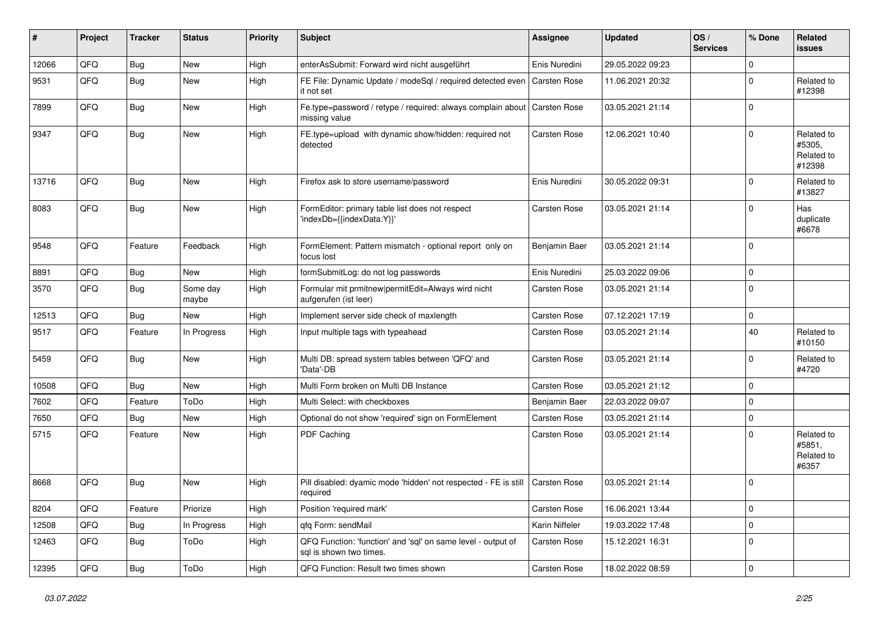| # | Project | Tracker | Status | Priority | Subject | Assignee | Updated | OS / Services | % Done | Related issues |
|---|---|---|---|---|---|---|---|---|---|---|
| 12066 | QFQ | Bug | New | High | enterAsSubmit: Forward wird nicht ausgeführt | Enis Nuredini | 29.05.2022 09:23 | | 0 | |
| 9531 | QFQ | Bug | New | High | FE File: Dynamic Update / modeSql / required detected even it not set | Carsten Rose | 11.06.2021 20:32 | | 0 | Related to #12398 |
| 7899 | QFQ | Bug | New | High | Fe.type=password / retype / required: always complain about missing value | Carsten Rose | 03.05.2021 21:14 | | 0 | |
| 9347 | QFQ | Bug | New | High | FE.type=upload with dynamic show/hidden: required not detected | Carsten Rose | 12.06.2021 10:40 | | 0 | Related to #5305, Related to #12398 |
| 13716 | QFQ | Bug | New | High | Firefox ask to store username/password | Enis Nuredini | 30.05.2022 09:31 | | 0 | Related to #13827 |
| 8083 | QFQ | Bug | New | High | FormEditor: primary table list does not respect 'indexDb={{indexData:Y}}' | Carsten Rose | 03.05.2021 21:14 | | 0 | Has duplicate #6678 |
| 9548 | QFQ | Feature | Feedback | High | FormElement: Pattern mismatch - optional report only on focus lost | Benjamin Baer | 03.05.2021 21:14 | | 0 | |
| 8891 | QFQ | Bug | New | High | formSubmitLog: do not log passwords | Enis Nuredini | 25.03.2022 09:06 | | 0 | |
| 3570 | QFQ | Bug | Some day maybe | High | Formular mit prmitnew\|permitEdit=Always wird nicht aufgerufen (ist leer) | Carsten Rose | 03.05.2021 21:14 | | 0 | |
| 12513 | QFQ | Bug | New | High | Implement server side check of maxlength | Carsten Rose | 07.12.2021 17:19 | | 0 | |
| 9517 | QFQ | Feature | In Progress | High | Input multiple tags with typeahead | Carsten Rose | 03.05.2021 21:14 | | 40 | Related to #10150 |
| 5459 | QFQ | Bug | New | High | Multi DB: spread system tables between 'QFQ' and 'Data'-DB | Carsten Rose | 03.05.2021 21:14 | | 0 | Related to #4720 |
| 10508 | QFQ | Bug | New | High | Multi Form broken on Multi DB Instance | Carsten Rose | 03.05.2021 21:12 | | 0 | |
| 7602 | QFQ | Feature | ToDo | High | Multi Select: with checkboxes | Benjamin Baer | 22.03.2022 09:07 | | 0 | |
| 7650 | QFQ | Bug | New | High | Optional do not show 'required' sign on FormElement | Carsten Rose | 03.05.2021 21:14 | | 0 | |
| 5715 | QFQ | Feature | New | High | PDF Caching | Carsten Rose | 03.05.2021 21:14 | | 0 | Related to #5851, Related to #6357 |
| 8668 | QFQ | Bug | New | High | Pill disabled: dyamic mode 'hidden' not respected - FE is still required | Carsten Rose | 03.05.2021 21:14 | | 0 | |
| 8204 | QFQ | Feature | Priorize | High | Position 'required mark' | Carsten Rose | 16.06.2021 13:44 | | 0 | |
| 12508 | QFQ | Bug | In Progress | High | qfq Form: sendMail | Karin Niffeler | 19.03.2022 17:48 | | 0 | |
| 12463 | QFQ | Bug | ToDo | High | QFQ Function: 'function' and 'sql' on same level - output of sql is shown two times. | Carsten Rose | 15.12.2021 16:31 | | 0 | |
| 12395 | QFQ | Bug | ToDo | High | QFQ Function: Result two times shown | Carsten Rose | 18.02.2022 08:59 | | 0 | |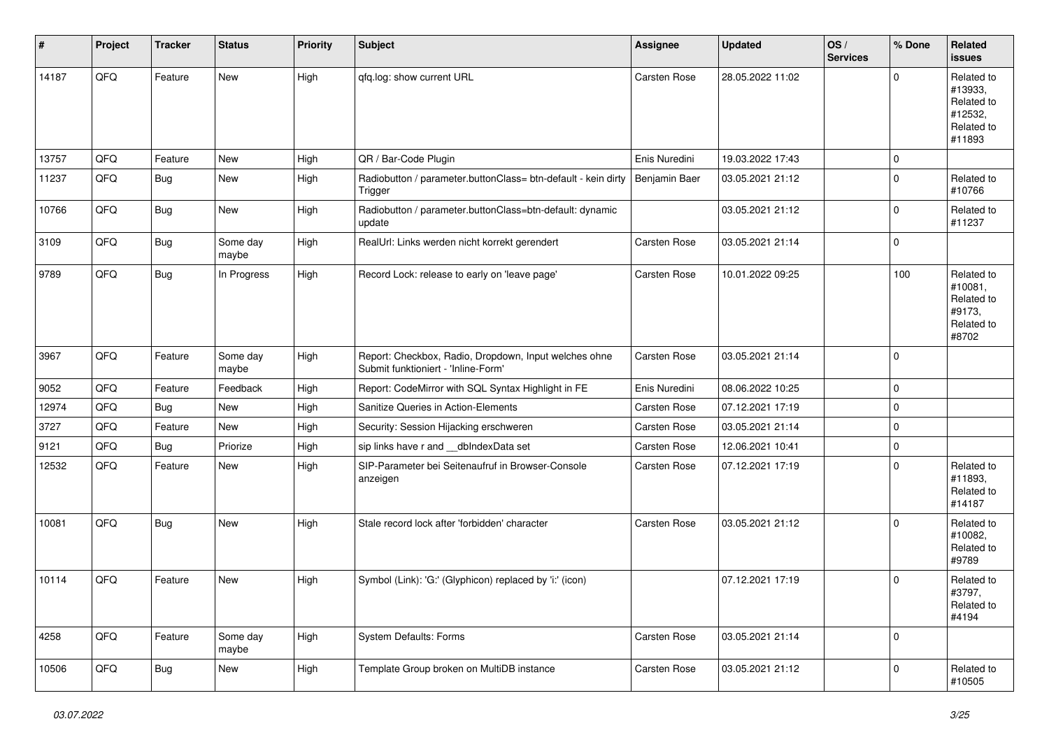| # | Project | Tracker | Status | Priority | Subject | Assignee | Updated | OS / Services | % Done | Related issues |
|---|---|---|---|---|---|---|---|---|---|---|
| 14187 | QFQ | Feature | New | High | qfq.log: show current URL | Carsten Rose | 28.05.2022 11:02 | | 0 | Related to #13933, Related to #12532, Related to #11893 |
| 13757 | QFQ | Feature | New | High | QR / Bar-Code Plugin | Enis Nuredini | 19.03.2022 17:43 | | 0 | |
| 11237 | QFQ | Bug | New | High | Radiobutton / parameter.buttonClass= btn-default - kein dirty Trigger | Benjamin Baer | 03.05.2021 21:12 | | 0 | Related to #10766 |
| 10766 | QFQ | Bug | New | High | Radiobutton / parameter.buttonClass=btn-default: dynamic update | | 03.05.2021 21:12 | | 0 | Related to #11237 |
| 3109 | QFQ | Bug | Some day maybe | High | RealUrl: Links werden nicht korrekt gerendert | Carsten Rose | 03.05.2021 21:14 | | 0 | |
| 9789 | QFQ | Bug | In Progress | High | Record Lock: release to early on 'leave page' | Carsten Rose | 10.01.2022 09:25 | | 100 | Related to #10081, Related to #9173, Related to #8702 |
| 3967 | QFQ | Feature | Some day maybe | High | Report: Checkbox, Radio, Dropdown, Input welches ohne Submit funktioniert - 'Inline-Form' | Carsten Rose | 03.05.2021 21:14 | | 0 | |
| 9052 | QFQ | Feature | Feedback | High | Report: CodeMirror with SQL Syntax Highlight in FE | Enis Nuredini | 08.06.2022 10:25 | | 0 | |
| 12974 | QFQ | Bug | New | High | Sanitize Queries in Action-Elements | Carsten Rose | 07.12.2021 17:19 | | 0 | |
| 3727 | QFQ | Feature | New | High | Security: Session Hijacking erschweren | Carsten Rose | 03.05.2021 21:14 | | 0 | |
| 9121 | QFQ | Bug | Priorize | High | sip links have r and __dbIndexData set | Carsten Rose | 12.06.2021 10:41 | | 0 | |
| 12532 | QFQ | Feature | New | High | SIP-Parameter bei Seitenaufruf in Browser-Console anzeigen | Carsten Rose | 07.12.2021 17:19 | | 0 | Related to #11893, Related to #14187 |
| 10081 | QFQ | Bug | New | High | Stale record lock after 'forbidden' character | Carsten Rose | 03.05.2021 21:12 | | 0 | Related to #10082, Related to #9789 |
| 10114 | QFQ | Feature | New | High | Symbol (Link): 'G:' (Glyphicon) replaced by 'i:' (icon) | | 07.12.2021 17:19 | | 0 | Related to #3797, Related to #4194 |
| 4258 | QFQ | Feature | Some day maybe | High | System Defaults: Forms | Carsten Rose | 03.05.2021 21:14 | | 0 | |
| 10506 | QFQ | Bug | New | High | Template Group broken on MultiDB instance | Carsten Rose | 03.05.2021 21:12 | | 0 | Related to #10505 |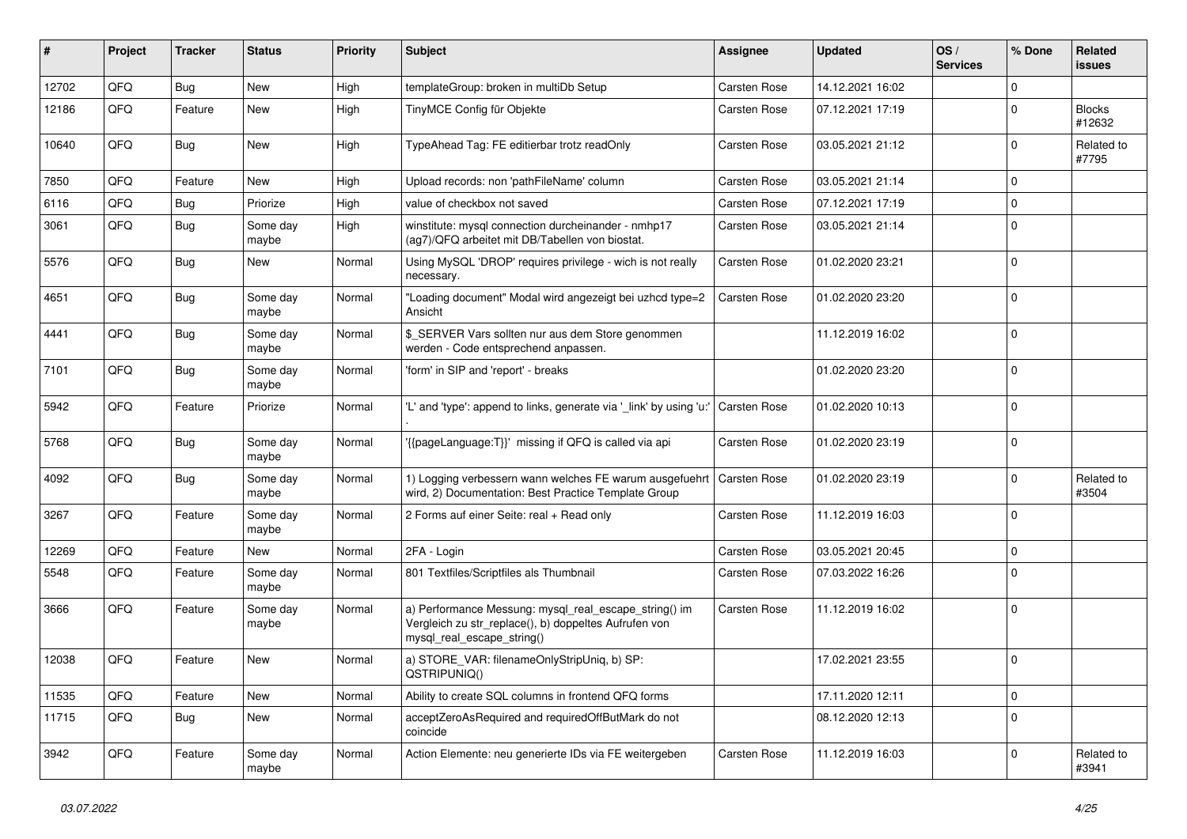| # | Project | Tracker | Status | Priority | Subject | Assignee | Updated | OS / Services | % Done | Related issues |
|---|---|---|---|---|---|---|---|---|---|---|
| 12702 | QFQ | Bug | New | High | templateGroup: broken in multiDb Setup | Carsten Rose | 14.12.2021 16:02 | | 0 | |
| 12186 | QFQ | Feature | New | High | TinyMCE Config für Objekte | Carsten Rose | 07.12.2021 17:19 | | 0 | Blocks #12632 |
| 10640 | QFQ | Bug | New | High | TypeAhead Tag: FE editierbar trotz readOnly | Carsten Rose | 03.05.2021 21:12 | | 0 | Related to #7795 |
| 7850 | QFQ | Feature | New | High | Upload records: non 'pathFileName' column | Carsten Rose | 03.05.2021 21:14 | | 0 | |
| 6116 | QFQ | Bug | Priorize | High | value of checkbox not saved | Carsten Rose | 07.12.2021 17:19 | | 0 | |
| 3061 | QFQ | Bug | Some day maybe | High | winstitute: mysql connection durcheinander - nmhp17 (ag7)/QFQ arbeitet mit DB/Tabellen von biostat. | Carsten Rose | 03.05.2021 21:14 | | 0 | |
| 5576 | QFQ | Bug | New | Normal | Using MySQL 'DROP' requires privilege - wich is not really necessary. | Carsten Rose | 01.02.2020 23:21 | | 0 | |
| 4651 | QFQ | Bug | Some day maybe | Normal | "Loading document" Modal wird angezeigt bei uzhcd type=2 Ansicht | Carsten Rose | 01.02.2020 23:20 | | 0 | |
| 4441 | QFQ | Bug | Some day maybe | Normal | $_SERVER Vars sollten nur aus dem Store genommen werden - Code entsprechend anpassen. | | 11.12.2019 16:02 | | 0 | |
| 7101 | QFQ | Bug | Some day maybe | Normal | 'form' in SIP and 'report' - breaks | | 01.02.2020 23:20 | | 0 | |
| 5942 | QFQ | Feature | Priorize | Normal | 'L' and 'type': append to links, generate via '_link' by using 'u:' . | Carsten Rose | 01.02.2020 10:13 | | 0 | |
| 5768 | QFQ | Bug | Some day maybe | Normal | '{{pageLanguage:T}}' missing if QFQ is called via api | Carsten Rose | 01.02.2020 23:19 | | 0 | |
| 4092 | QFQ | Bug | Some day maybe | Normal | 1) Logging verbessern wann welches FE warum ausgefuehrt wird, 2) Documentation: Best Practice Template Group | Carsten Rose | 01.02.2020 23:19 | | 0 | Related to #3504 |
| 3267 | QFQ | Feature | Some day maybe | Normal | 2 Forms auf einer Seite: real + Read only | Carsten Rose | 11.12.2019 16:03 | | 0 | |
| 12269 | QFQ | Feature | New | Normal | 2FA - Login | Carsten Rose | 03.05.2021 20:45 | | 0 | |
| 5548 | QFQ | Feature | Some day maybe | Normal | 801 Textfiles/Scriptfiles als Thumbnail | Carsten Rose | 07.03.2022 16:26 | | 0 | |
| 3666 | QFQ | Feature | Some day maybe | Normal | a) Performance Messung: mysql_real_escape_string() im Vergleich zu str_replace(), b) doppeltes Aufrufen von mysql_real_escape_string() | Carsten Rose | 11.12.2019 16:02 | | 0 | |
| 12038 | QFQ | Feature | New | Normal | a) STORE_VAR: filenameOnlyStripUniq, b) SP: QSTRIPUNIQ() | | 17.02.2021 23:55 | | 0 | |
| 11535 | QFQ | Feature | New | Normal | Ability to create SQL columns in frontend QFQ forms | | 17.11.2020 12:11 | | 0 | |
| 11715 | QFQ | Bug | New | Normal | acceptZeroAsRequired and requiredOffButMark do not coincide | | 08.12.2020 12:13 | | 0 | |
| 3942 | QFQ | Feature | Some day maybe | Normal | Action Elemente: neu generierte IDs via FE weitergeben | Carsten Rose | 11.12.2019 16:03 | | 0 | Related to #3941 |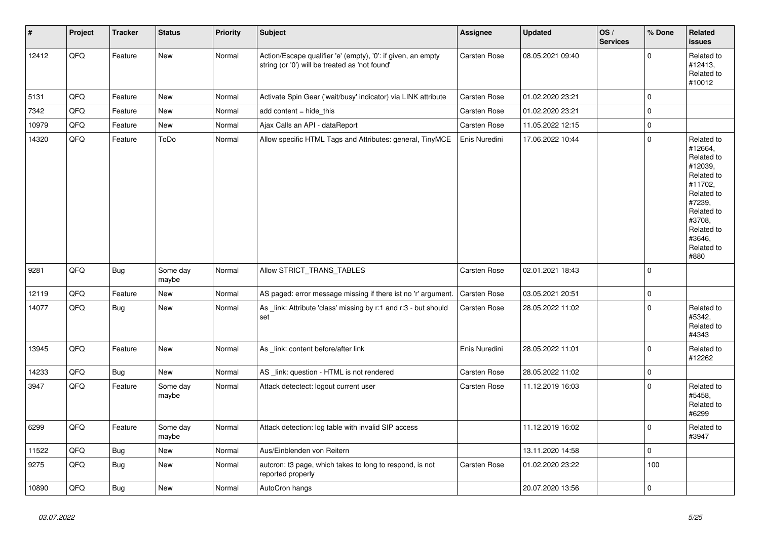| # | Project | Tracker | Status | Priority | Subject | Assignee | Updated | OS / Services | % Done | Related issues |
|---|---|---|---|---|---|---|---|---|---|---|
| 12412 | QFQ | Feature | New | Normal | Action/Escape qualifier 'e' (empty), '0': if given, an empty string (or '0') will be treated as 'not found' | Carsten Rose | 08.05.2021 09:40 | | 0 | Related to #12413, Related to #10012 |
| 5131 | QFQ | Feature | New | Normal | Activate Spin Gear ('wait/busy' indicator) via LINK attribute | Carsten Rose | 01.02.2020 23:21 | | 0 | |
| 7342 | QFQ | Feature | New | Normal | add content = hide_this | Carsten Rose | 01.02.2020 23:21 | | 0 | |
| 10979 | QFQ | Feature | New | Normal | Ajax Calls an API - dataReport | Carsten Rose | 11.05.2022 12:15 | | 0 | |
| 14320 | QFQ | Feature | ToDo | Normal | Allow specific HTML Tags and Attributes: general, TinyMCE | Enis Nuredini | 17.06.2022 10:44 | | 0 | Related to #12664, Related to #12039, Related to #11702, Related to #7239, Related to #3708, Related to #3646, Related to #880 |
| 9281 | QFQ | Bug | Some day maybe | Normal | Allow STRICT_TRANS_TABLES | Carsten Rose | 02.01.2021 18:43 | | 0 | |
| 12119 | QFQ | Feature | New | Normal | AS paged: error message missing if there ist no 'r' argument. | Carsten Rose | 03.05.2021 20:51 | | 0 | |
| 14077 | QFQ | Bug | New | Normal | As _link: Attribute 'class' missing by r:1 and r:3 - but should set | Carsten Rose | 28.05.2022 11:02 | | 0 | Related to #5342, Related to #4343 |
| 13945 | QFQ | Feature | New | Normal | As _link: content before/after link | Enis Nuredini | 28.05.2022 11:01 | | 0 | Related to #12262 |
| 14233 | QFQ | Bug | New | Normal | AS _link: question - HTML is not rendered | Carsten Rose | 28.05.2022 11:02 | | 0 | |
| 3947 | QFQ | Feature | Some day maybe | Normal | Attack detectect: logout current user | Carsten Rose | 11.12.2019 16:03 | | 0 | Related to #5458, Related to #6299 |
| 6299 | QFQ | Feature | Some day maybe | Normal | Attack detection: log table with invalid SIP access | | 11.12.2019 16:02 | | 0 | Related to #3947 |
| 11522 | QFQ | Bug | New | Normal | Aus/Einblenden von Reitern | | 13.11.2020 14:58 | | 0 | |
| 9275 | QFQ | Bug | New | Normal | autcron: t3 page, which takes to long to respond, is not reported properly | Carsten Rose | 01.02.2020 23:22 | | 100 | |
| 10890 | QFQ | Bug | New | Normal | AutoCron hangs | | 20.07.2020 13:56 | | 0 | |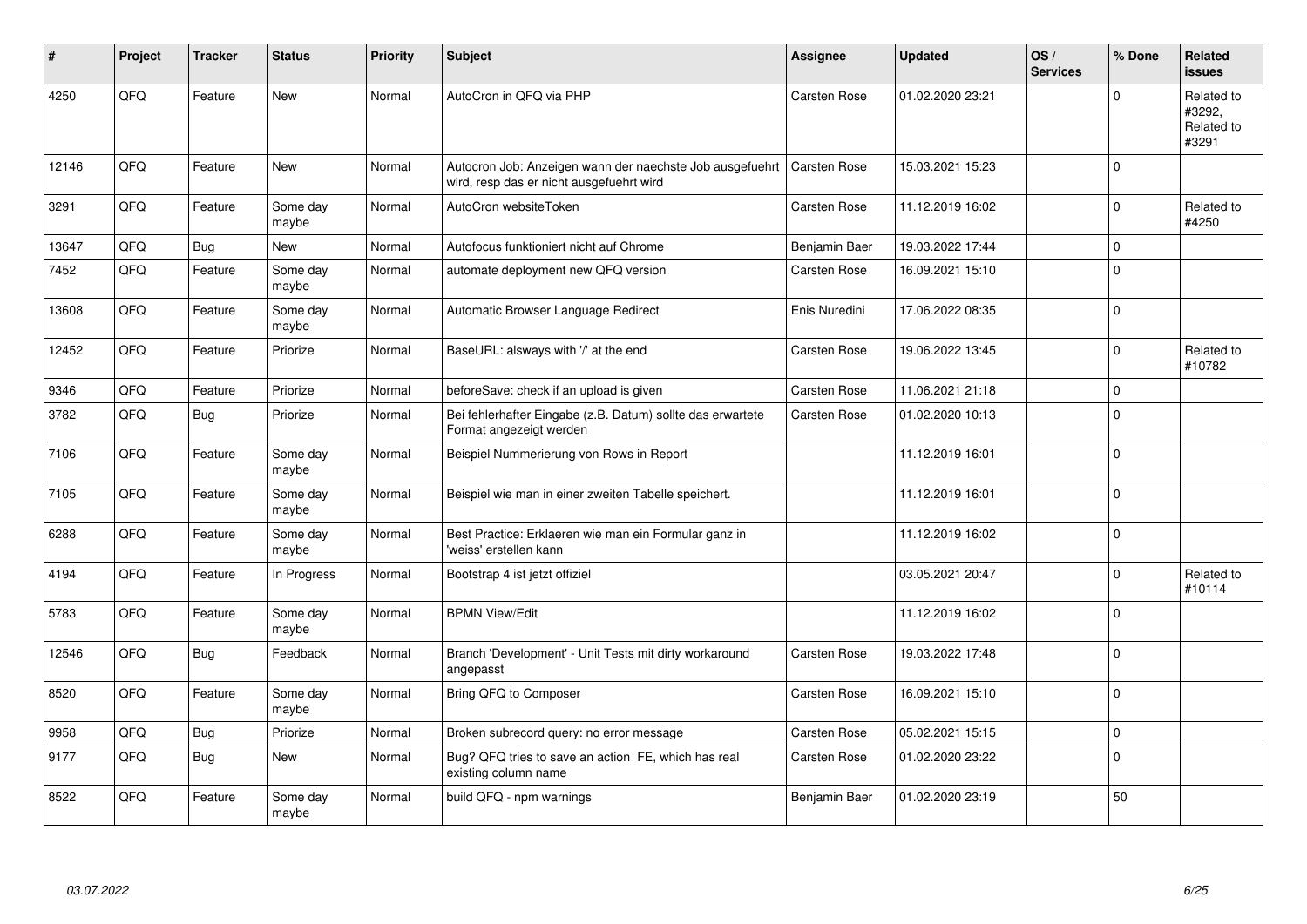| # | Project | Tracker | Status | Priority | Subject | Assignee | Updated | OS / Services | % Done | Related issues |
|---|---|---|---|---|---|---|---|---|---|---|
| 4250 | QFQ | Feature | New | Normal | AutoCron in QFQ via PHP | Carsten Rose | 01.02.2020 23:21 | | 0 | Related to #3292, Related to #3291 |
| 12146 | QFQ | Feature | New | Normal | Autocron Job: Anzeigen wann der naechste Job ausgefuehrt wird, resp das er nicht ausgefuehrt wird | Carsten Rose | 15.03.2021 15:23 | | 0 | |
| 3291 | QFQ | Feature | Some day maybe | Normal | AutoCron websiteToken | Carsten Rose | 11.12.2019 16:02 | | 0 | Related to #4250 |
| 13647 | QFQ | Bug | New | Normal | Autofocus funktioniert nicht auf Chrome | Benjamin Baer | 19.03.2022 17:44 | | 0 | |
| 7452 | QFQ | Feature | Some day maybe | Normal | automate deployment new QFQ version | Carsten Rose | 16.09.2021 15:10 | | 0 | |
| 13608 | QFQ | Feature | Some day maybe | Normal | Automatic Browser Language Redirect | Enis Nuredini | 17.06.2022 08:35 | | 0 | |
| 12452 | QFQ | Feature | Priorize | Normal | BaseURL: alsways with '/' at the end | Carsten Rose | 19.06.2022 13:45 | | 0 | Related to #10782 |
| 9346 | QFQ | Feature | Priorize | Normal | beforeSave: check if an upload is given | Carsten Rose | 11.06.2021 21:18 | | 0 | |
| 3782 | QFQ | Bug | Priorize | Normal | Bei fehlerhafter Eingabe (z.B. Datum) sollte das erwartete Format angezeigt werden | Carsten Rose | 01.02.2020 10:13 | | 0 | |
| 7106 | QFQ | Feature | Some day maybe | Normal | Beispiel Nummerierung von Rows in Report | | 11.12.2019 16:01 | | 0 | |
| 7105 | QFQ | Feature | Some day maybe | Normal | Beispiel wie man in einer zweiten Tabelle speichert. | | 11.12.2019 16:01 | | 0 | |
| 6288 | QFQ | Feature | Some day maybe | Normal | Best Practice: Erklaeren wie man ein Formular ganz in 'weiss' erstellen kann | | 11.12.2019 16:02 | | 0 | |
| 4194 | QFQ | Feature | In Progress | Normal | Bootstrap 4 ist jetzt offiziel | | 03.05.2021 20:47 | | 0 | Related to #10114 |
| 5783 | QFQ | Feature | Some day maybe | Normal | BPMN View/Edit | | 11.12.2019 16:02 | | 0 | |
| 12546 | QFQ | Bug | Feedback | Normal | Branch 'Development' - Unit Tests mit dirty workaround angepasst | Carsten Rose | 19.03.2022 17:48 | | 0 | |
| 8520 | QFQ | Feature | Some day maybe | Normal | Bring QFQ to Composer | Carsten Rose | 16.09.2021 15:10 | | 0 | |
| 9958 | QFQ | Bug | Priorize | Normal | Broken subrecord query: no error message | Carsten Rose | 05.02.2021 15:15 | | 0 | |
| 9177 | QFQ | Bug | New | Normal | Bug? QFQ tries to save an action FE, which has real existing column name | Carsten Rose | 01.02.2020 23:22 | | 0 | |
| 8522 | QFQ | Feature | Some day maybe | Normal | build QFQ - npm warnings | Benjamin Baer | 01.02.2020 23:19 | | 50 | |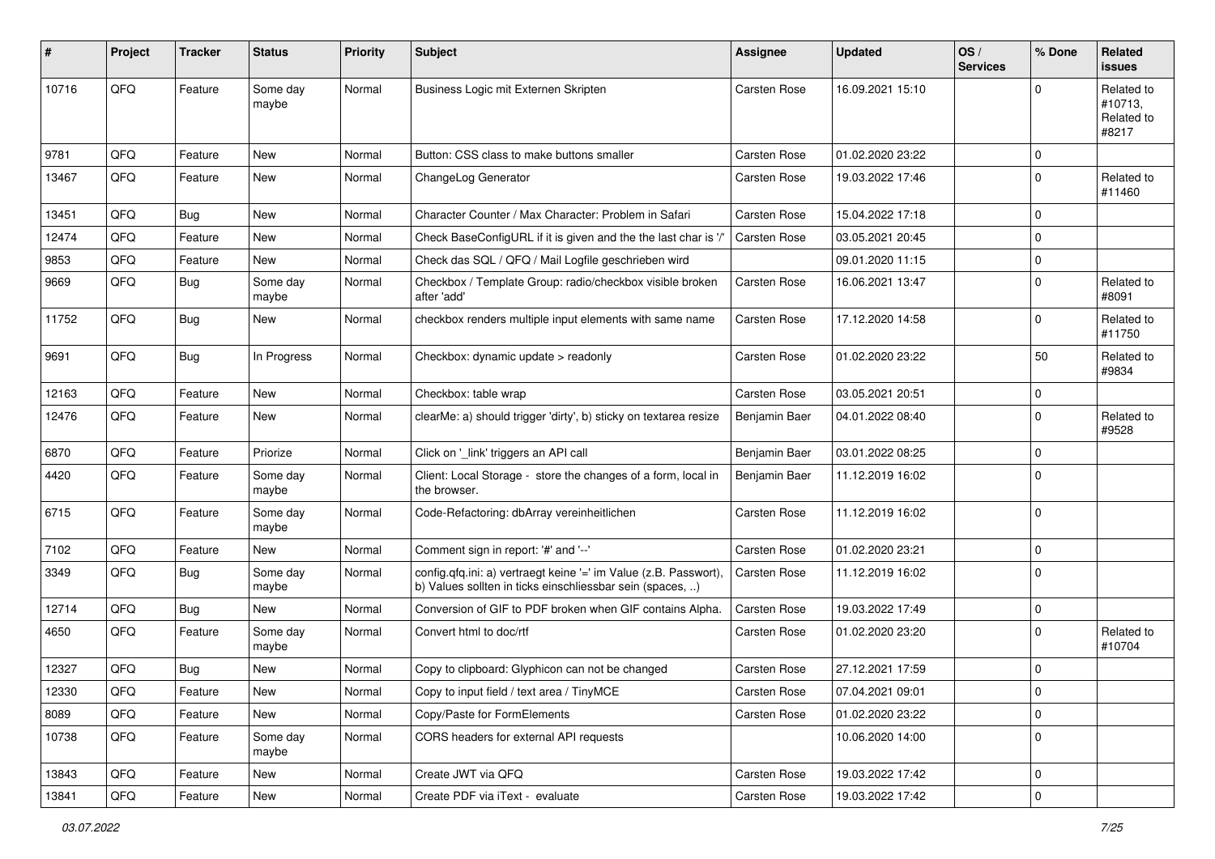| # | Project | Tracker | Status | Priority | Subject | Assignee | Updated | OS / Services | % Done | Related issues |
|---|---|---|---|---|---|---|---|---|---|---|
| 10716 | QFQ | Feature | Some day maybe | Normal | Business Logic mit Externen Skripten | Carsten Rose | 16.09.2021 15:10 | | 0 | Related to #10713, Related to #8217 |
| 9781 | QFQ | Feature | New | Normal | Button: CSS class to make buttons smaller | Carsten Rose | 01.02.2020 23:22 | | 0 | |
| 13467 | QFQ | Feature | New | Normal | ChangeLog Generator | Carsten Rose | 19.03.2022 17:46 | | 0 | Related to #11460 |
| 13451 | QFQ | Bug | New | Normal | Character Counter / Max Character: Problem in Safari | Carsten Rose | 15.04.2022 17:18 | | 0 | |
| 12474 | QFQ | Feature | New | Normal | Check BaseConfigURL if it is given and the the last char is '/' | Carsten Rose | 03.05.2021 20:45 | | 0 | |
| 9853 | QFQ | Feature | New | Normal | Check das SQL / QFQ / Mail Logfile geschrieben wird | | 09.01.2020 11:15 | | 0 | |
| 9669 | QFQ | Bug | Some day maybe | Normal | Checkbox / Template Group: radio/checkbox visible broken after 'add' | Carsten Rose | 16.06.2021 13:47 | | 0 | Related to #8091 |
| 11752 | QFQ | Bug | New | Normal | checkbox renders multiple input elements with same name | Carsten Rose | 17.12.2020 14:58 | | 0 | Related to #11750 |
| 9691 | QFQ | Bug | In Progress | Normal | Checkbox: dynamic update > readonly | Carsten Rose | 01.02.2020 23:22 | | 50 | Related to #9834 |
| 12163 | QFQ | Feature | New | Normal | Checkbox: table wrap | Carsten Rose | 03.05.2021 20:51 | | 0 | |
| 12476 | QFQ | Feature | New | Normal | clearMe: a) should trigger 'dirty', b) sticky on textarea resize | Benjamin Baer | 04.01.2022 08:40 | | 0 | Related to #9528 |
| 6870 | QFQ | Feature | Priorize | Normal | Click on '_link' triggers an API call | Benjamin Baer | 03.01.2022 08:25 | | 0 | |
| 4420 | QFQ | Feature | Some day maybe | Normal | Client: Local Storage - store the changes of a form, local in the browser. | Benjamin Baer | 11.12.2019 16:02 | | 0 | |
| 6715 | QFQ | Feature | Some day maybe | Normal | Code-Refactoring: dbArray vereinheitlichen | Carsten Rose | 11.12.2019 16:02 | | 0 | |
| 7102 | QFQ | Feature | New | Normal | Comment sign in report: '#' and '--' | Carsten Rose | 01.02.2020 23:21 | | 0 | |
| 3349 | QFQ | Bug | Some day maybe | Normal | config.qfq.ini: a) vertraegt keine '=' im Value (z.B. Passwort), b) Values sollten in ticks einschliessbar sein (spaces, ..) | Carsten Rose | 11.12.2019 16:02 | | 0 | |
| 12714 | QFQ | Bug | New | Normal | Conversion of GIF to PDF broken when GIF contains Alpha. | Carsten Rose | 19.03.2022 17:49 | | 0 | |
| 4650 | QFQ | Feature | Some day maybe | Normal | Convert html to doc/rtf | Carsten Rose | 01.02.2020 23:20 | | 0 | Related to #10704 |
| 12327 | QFQ | Bug | New | Normal | Copy to clipboard: Glyphicon can not be changed | Carsten Rose | 27.12.2021 17:59 | | 0 | |
| 12330 | QFQ | Feature | New | Normal | Copy to input field / text area / TinyMCE | Carsten Rose | 07.04.2021 09:01 | | 0 | |
| 8089 | QFQ | Feature | New | Normal | Copy/Paste for FormElements | Carsten Rose | 01.02.2020 23:22 | | 0 | |
| 10738 | QFQ | Feature | Some day maybe | Normal | CORS headers for external API requests | | 10.06.2020 14:00 | | 0 | |
| 13843 | QFQ | Feature | New | Normal | Create JWT via QFQ | Carsten Rose | 19.03.2022 17:42 | | 0 | |
| 13841 | QFQ | Feature | New | Normal | Create PDF via iText - evaluate | Carsten Rose | 19.03.2022 17:42 | | 0 | |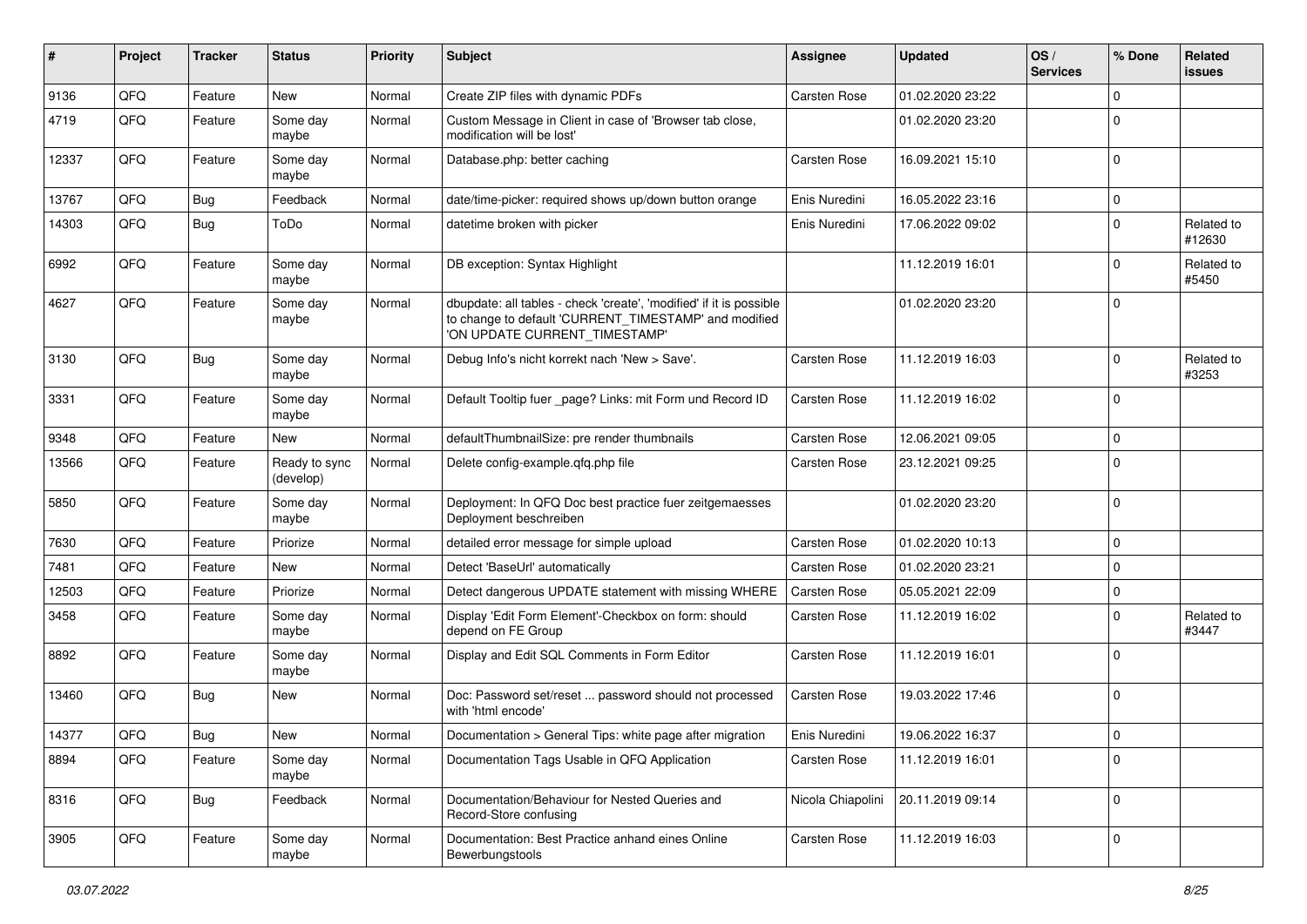| # | Project | Tracker | Status | Priority | Subject | Assignee | Updated | OS / Services | % Done | Related issues |
|---|---|---|---|---|---|---|---|---|---|---|
| 9136 | QFQ | Feature | New | Normal | Create ZIP files with dynamic PDFs | Carsten Rose | 01.02.2020 23:22 | | 0 | |
| 4719 | QFQ | Feature | Some day maybe | Normal | Custom Message in Client in case of 'Browser tab close, modification will be lost' | | 01.02.2020 23:20 | | 0 | |
| 12337 | QFQ | Feature | Some day maybe | Normal | Database.php: better caching | Carsten Rose | 16.09.2021 15:10 | | 0 | |
| 13767 | QFQ | Bug | Feedback | Normal | date/time-picker: required shows up/down button orange | Enis Nuredini | 16.05.2022 23:16 | | 0 | |
| 14303 | QFQ | Bug | ToDo | Normal | datetime broken with picker | Enis Nuredini | 17.06.2022 09:02 | | 0 | Related to #12630 |
| 6992 | QFQ | Feature | Some day maybe | Normal | DB exception: Syntax Highlight | | 11.12.2019 16:01 | | 0 | Related to #5450 |
| 4627 | QFQ | Feature | Some day maybe | Normal | dbupdate: all tables - check 'create', 'modified' if it is possible to change to default 'CURRENT_TIMESTAMP' and modified 'ON UPDATE CURRENT_TIMESTAMP' | | 01.02.2020 23:20 | | 0 | |
| 3130 | QFQ | Bug | Some day maybe | Normal | Debug Info's nicht korrekt nach 'New > Save'. | Carsten Rose | 11.12.2019 16:03 | | 0 | Related to #3253 |
| 3331 | QFQ | Feature | Some day maybe | Normal | Default Tooltip fuer _page? Links: mit Form und Record ID | Carsten Rose | 11.12.2019 16:02 | | 0 | |
| 9348 | QFQ | Feature | New | Normal | defaultThumbnailSize: pre render thumbnails | Carsten Rose | 12.06.2021 09:05 | | 0 | |
| 13566 | QFQ | Feature | Ready to sync (develop) | Normal | Delete config-example.qfq.php file | Carsten Rose | 23.12.2021 09:25 | | 0 | |
| 5850 | QFQ | Feature | Some day maybe | Normal | Deployment: In QFQ Doc best practice fuer zeitgemaesses Deployment beschreiben | | 01.02.2020 23:20 | | 0 | |
| 7630 | QFQ | Feature | Priorize | Normal | detailed error message for simple upload | Carsten Rose | 01.02.2020 10:13 | | 0 | |
| 7481 | QFQ | Feature | New | Normal | Detect 'BaseUrl' automatically | Carsten Rose | 01.02.2020 23:21 | | 0 | |
| 12503 | QFQ | Feature | Priorize | Normal | Detect dangerous UPDATE statement with missing WHERE | Carsten Rose | 05.05.2021 22:09 | | 0 | |
| 3458 | QFQ | Feature | Some day maybe | Normal | Display 'Edit Form Element'-Checkbox on form: should depend on FE Group | Carsten Rose | 11.12.2019 16:02 | | 0 | Related to #3447 |
| 8892 | QFQ | Feature | Some day maybe | Normal | Display and Edit SQL Comments in Form Editor | Carsten Rose | 11.12.2019 16:01 | | 0 | |
| 13460 | QFQ | Bug | New | Normal | Doc: Password set/reset ... password should not processed with 'html encode' | Carsten Rose | 19.03.2022 17:46 | | 0 | |
| 14377 | QFQ | Bug | New | Normal | Documentation > General Tips: white page after migration | Enis Nuredini | 19.06.2022 16:37 | | 0 | |
| 8894 | QFQ | Feature | Some day maybe | Normal | Documentation Tags Usable in QFQ Application | Carsten Rose | 11.12.2019 16:01 | | 0 | |
| 8316 | QFQ | Bug | Feedback | Normal | Documentation/Behaviour for Nested Queries and Record-Store confusing | Nicola Chiapolini | 20.11.2019 09:14 | | 0 | |
| 3905 | QFQ | Feature | Some day maybe | Normal | Documentation: Best Practice anhand eines Online Bewerbungstools | Carsten Rose | 11.12.2019 16:03 | | 0 | |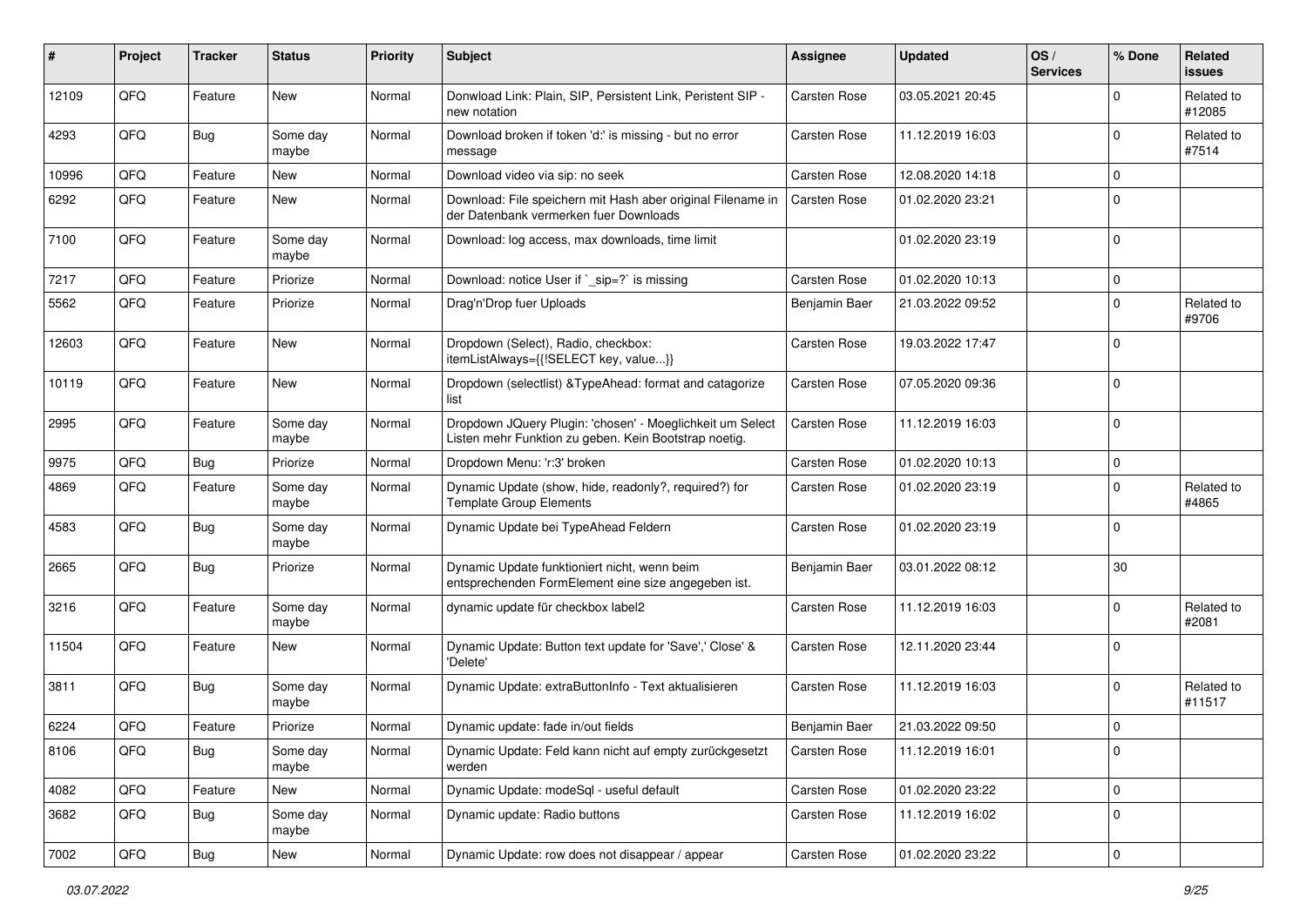| # | Project | Tracker | Status | Priority | Subject | Assignee | Updated | OS / Services | % Done | Related issues |
|---|---|---|---|---|---|---|---|---|---|---|
| 12109 | QFQ | Feature | New | Normal | Donwload Link: Plain, SIP, Persistent Link, Peristent SIP - new notation | Carsten Rose | 03.05.2021 20:45 | | 0 | Related to #12085 |
| 4293 | QFQ | Bug | Some day maybe | Normal | Download broken if token 'd:' is missing - but no error message | Carsten Rose | 11.12.2019 16:03 | | 0 | Related to #7514 |
| 10996 | QFQ | Feature | New | Normal | Download video via sip: no seek | Carsten Rose | 12.08.2020 14:18 | | 0 | |
| 6292 | QFQ | Feature | New | Normal | Download: File speichern mit Hash aber original Filename in der Datenbank vermerken fuer Downloads | Carsten Rose | 01.02.2020 23:21 | | 0 | |
| 7100 | QFQ | Feature | Some day maybe | Normal | Download: log access, max downloads, time limit | | 01.02.2020 23:19 | | 0 | |
| 7217 | QFQ | Feature | Priorize | Normal | Download: notice User if `_sip=?` is missing | Carsten Rose | 01.02.2020 10:13 | | 0 | |
| 5562 | QFQ | Feature | Priorize | Normal | Drag'n'Drop fuer Uploads | Benjamin Baer | 21.03.2022 09:52 | | 0 | Related to #9706 |
| 12603 | QFQ | Feature | New | Normal | Dropdown (Select), Radio, checkbox: itemListAlways={{!SELECT key, value...}} | Carsten Rose | 19.03.2022 17:47 | | 0 | |
| 10119 | QFQ | Feature | New | Normal | Dropdown (selectlist) &TypeAhead: format and catagorize list | Carsten Rose | 07.05.2020 09:36 | | 0 | |
| 2995 | QFQ | Feature | Some day maybe | Normal | Dropdown JQuery Plugin: 'chosen' - Moeglichkeit um Select Listen mehr Funktion zu geben. Kein Bootstrap noetig. | Carsten Rose | 11.12.2019 16:03 | | 0 | |
| 9975 | QFQ | Bug | Priorize | Normal | Dropdown Menu: 'r:3' broken | Carsten Rose | 01.02.2020 10:13 | | 0 | |
| 4869 | QFQ | Feature | Some day maybe | Normal | Dynamic Update (show, hide, readonly?, required?) for Template Group Elements | Carsten Rose | 01.02.2020 23:19 | | 0 | Related to #4865 |
| 4583 | QFQ | Bug | Some day maybe | Normal | Dynamic Update bei TypeAhead Feldern | Carsten Rose | 01.02.2020 23:19 | | 0 | |
| 2665 | QFQ | Bug | Priorize | Normal | Dynamic Update funktioniert nicht, wenn beim entsprechenden FormElement eine size angegeben ist. | Benjamin Baer | 03.01.2022 08:12 | | 30 | |
| 3216 | QFQ | Feature | Some day maybe | Normal | dynamic update für checkbox label2 | Carsten Rose | 11.12.2019 16:03 | | 0 | Related to #2081 |
| 11504 | QFQ | Feature | New | Normal | Dynamic Update: Button text update for 'Save',' Close' & 'Delete' | Carsten Rose | 12.11.2020 23:44 | | 0 | |
| 3811 | QFQ | Bug | Some day maybe | Normal | Dynamic Update: extraButtonInfo - Text aktualisieren | Carsten Rose | 11.12.2019 16:03 | | 0 | Related to #11517 |
| 6224 | QFQ | Feature | Priorize | Normal | Dynamic update: fade in/out fields | Benjamin Baer | 21.03.2022 09:50 | | 0 | |
| 8106 | QFQ | Bug | Some day maybe | Normal | Dynamic Update: Feld kann nicht auf empty zurückgesetzt werden | Carsten Rose | 11.12.2019 16:01 | | 0 | |
| 4082 | QFQ | Feature | New | Normal | Dynamic Update: modeSql - useful default | Carsten Rose | 01.02.2020 23:22 | | 0 | |
| 3682 | QFQ | Bug | Some day maybe | Normal | Dynamic update: Radio buttons | Carsten Rose | 11.12.2019 16:02 | | 0 | |
| 7002 | QFQ | Bug | New | Normal | Dynamic Update: row does not disappear / appear | Carsten Rose | 01.02.2020 23:22 | | 0 | |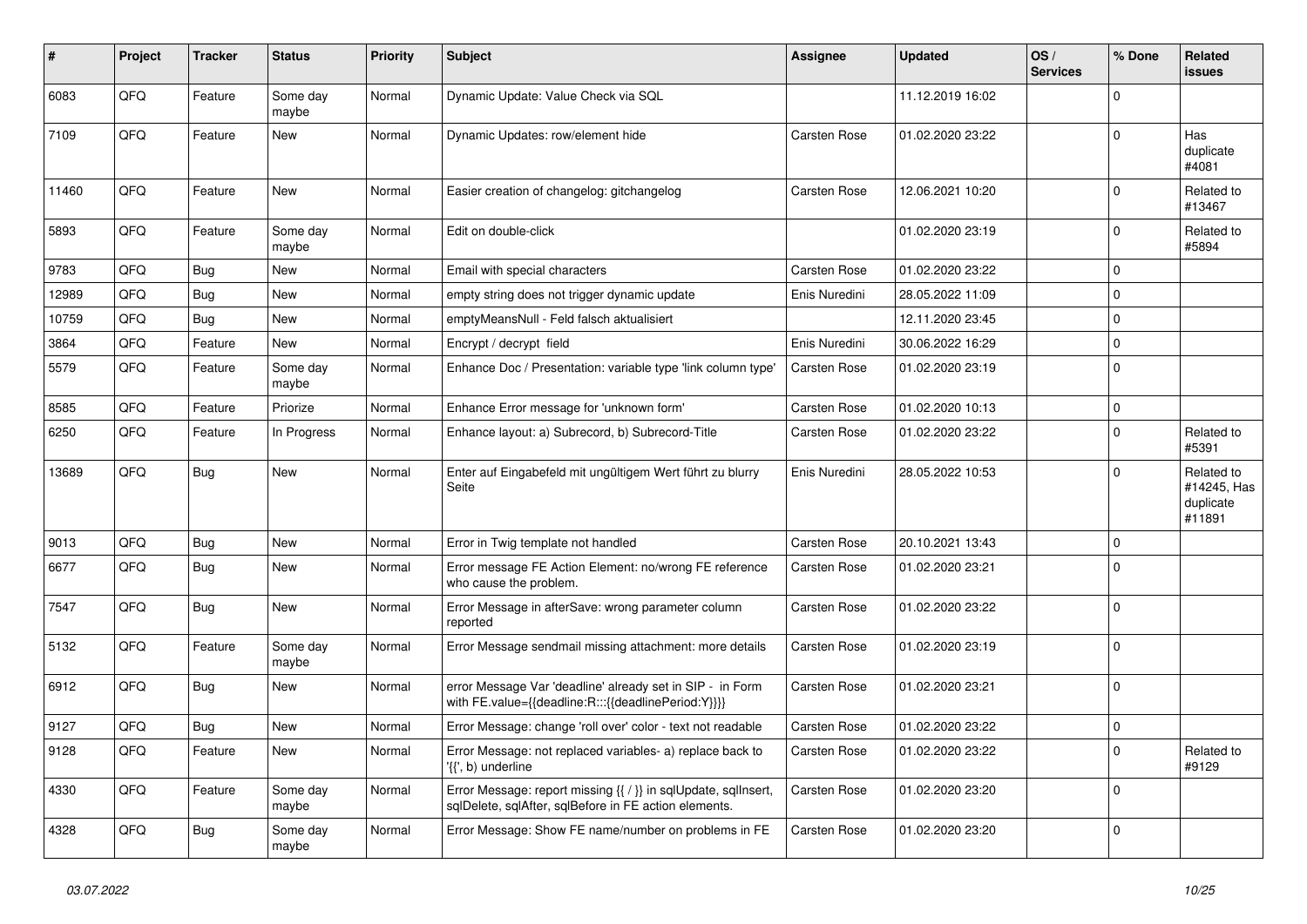| # | Project | Tracker | Status | Priority | Subject | Assignee | Updated | OS / Services | % Done | Related issues |
|---|---|---|---|---|---|---|---|---|---|---|
| 6083 | QFQ | Feature | Some day maybe | Normal | Dynamic Update: Value Check via SQL | | 11.12.2019 16:02 | | 0 | |
| 7109 | QFQ | Feature | New | Normal | Dynamic Updates: row/element hide | Carsten Rose | 01.02.2020 23:22 | | 0 | Has duplicate #4081 |
| 11460 | QFQ | Feature | New | Normal | Easier creation of changelog: gitchangelog | Carsten Rose | 12.06.2021 10:20 | | 0 | Related to #13467 |
| 5893 | QFQ | Feature | Some day maybe | Normal | Edit on double-click | | 01.02.2020 23:19 | | 0 | Related to #5894 |
| 9783 | QFQ | Bug | New | Normal | Email with special characters | Carsten Rose | 01.02.2020 23:22 | | 0 | |
| 12989 | QFQ | Bug | New | Normal | empty string does not trigger dynamic update | Enis Nuredini | 28.05.2022 11:09 | | 0 | |
| 10759 | QFQ | Bug | New | Normal | emptyMeansNull - Feld falsch aktualisiert | | 12.11.2020 23:45 | | 0 | |
| 3864 | QFQ | Feature | New | Normal | Encrypt / decrypt field | Enis Nuredini | 30.06.2022 16:29 | | 0 | |
| 5579 | QFQ | Feature | Some day maybe | Normal | Enhance Doc / Presentation: variable type 'link column type' | Carsten Rose | 01.02.2020 23:19 | | 0 | |
| 8585 | QFQ | Feature | Priorize | Normal | Enhance Error message for 'unknown form' | Carsten Rose | 01.02.2020 10:13 | | 0 | |
| 6250 | QFQ | Feature | In Progress | Normal | Enhance layout: a) Subrecord, b) Subrecord-Title | Carsten Rose | 01.02.2020 23:22 | | 0 | Related to #5391 |
| 13689 | QFQ | Bug | New | Normal | Enter auf Eingabefeld mit ungültigem Wert führt zu blurry Seite | Enis Nuredini | 28.05.2022 10:53 | | 0 | Related to #14245, Has duplicate #11891 |
| 9013 | QFQ | Bug | New | Normal | Error in Twig template not handled | Carsten Rose | 20.10.2021 13:43 | | 0 | |
| 6677 | QFQ | Bug | New | Normal | Error message FE Action Element: no/wrong FE reference who cause the problem. | Carsten Rose | 01.02.2020 23:21 | | 0 | |
| 7547 | QFQ | Bug | New | Normal | Error Message in afterSave: wrong parameter column reported | Carsten Rose | 01.02.2020 23:22 | | 0 | |
| 5132 | QFQ | Feature | Some day maybe | Normal | Error Message sendmail missing attachment: more details | Carsten Rose | 01.02.2020 23:19 | | 0 | |
| 6912 | QFQ | Bug | New | Normal | error Message Var 'deadline' already set in SIP - in Form with FE.value={{deadline:R:::{{deadlinePeriod:Y}}}} | Carsten Rose | 01.02.2020 23:21 | | 0 | |
| 9127 | QFQ | Bug | New | Normal | Error Message: change 'roll over' color - text not readable | Carsten Rose | 01.02.2020 23:22 | | 0 | |
| 9128 | QFQ | Feature | New | Normal | Error Message: not replaced variables- a) replace back to '{{', b) underline | Carsten Rose | 01.02.2020 23:22 | | 0 | Related to #9129 |
| 4330 | QFQ | Feature | Some day maybe | Normal | Error Message: report missing {{ / }} in sqlUpdate, sqlInsert, sqlDelete, sqlAfter, sqlBefore in FE action elements. | Carsten Rose | 01.02.2020 23:20 | | 0 | |
| 4328 | QFQ | Bug | Some day maybe | Normal | Error Message: Show FE name/number on problems in FE | Carsten Rose | 01.02.2020 23:20 | | 0 | |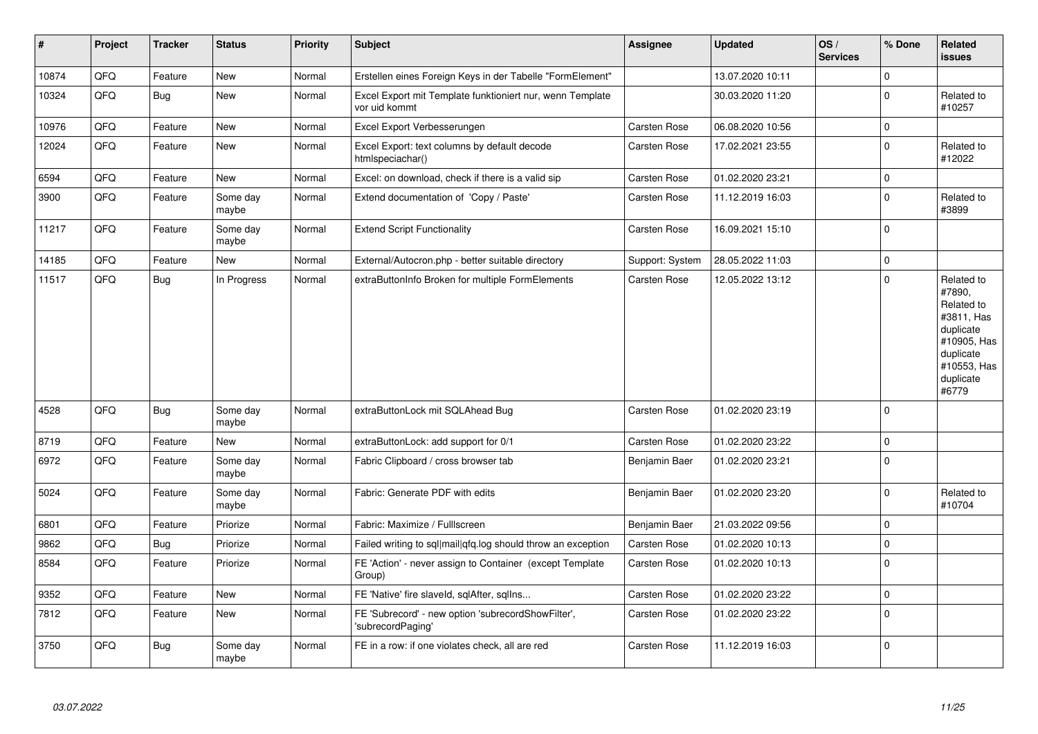| # | Project | Tracker | Status | Priority | Subject | Assignee | Updated | OS / Services | % Done | Related issues |
|---|---|---|---|---|---|---|---|---|---|---|
| 10874 | QFQ | Feature | New | Normal | Erstellen eines Foreign Keys in der Tabelle "FormElement" | | 13.07.2020 10:11 | | 0 | |
| 10324 | QFQ | Bug | New | Normal | Excel Export mit Template funktioniert nur, wenn Template vor uid kommt | | 30.03.2020 11:20 | | 0 | Related to #10257 |
| 10976 | QFQ | Feature | New | Normal | Excel Export Verbesserungen | Carsten Rose | 06.08.2020 10:56 | | 0 | |
| 12024 | QFQ | Feature | New | Normal | Excel Export: text columns by default decode htmlspeciachar() | Carsten Rose | 17.02.2021 23:55 | | 0 | Related to #12022 |
| 6594 | QFQ | Feature | New | Normal | Excel: on download, check if there is a valid sip | Carsten Rose | 01.02.2020 23:21 | | 0 | |
| 3900 | QFQ | Feature | Some day maybe | Normal | Extend documentation of 'Copy / Paste' | Carsten Rose | 11.12.2019 16:03 | | 0 | Related to #3899 |
| 11217 | QFQ | Feature | Some day maybe | Normal | Extend Script Functionality | Carsten Rose | 16.09.2021 15:10 | | 0 | |
| 14185 | QFQ | Feature | New | Normal | External/Autocron.php - better suitable directory | Support: System | 28.05.2022 11:03 | | 0 | |
| 11517 | QFQ | Bug | In Progress | Normal | extraButtonInfo Broken for multiple FormElements | Carsten Rose | 12.05.2022 13:12 | | 0 | Related to #7890, Related to #3811, Has duplicate #10905, Has duplicate #10553, Has duplicate #6779 |
| 4528 | QFQ | Bug | Some day maybe | Normal | extraButtonLock mit SQLAhead Bug | Carsten Rose | 01.02.2020 23:19 | | 0 | |
| 8719 | QFQ | Feature | New | Normal | extraButtonLock: add support for 0/1 | Carsten Rose | 01.02.2020 23:22 | | 0 | |
| 6972 | QFQ | Feature | Some day maybe | Normal | Fabric Clipboard / cross browser tab | Benjamin Baer | 01.02.2020 23:21 | | 0 | |
| 5024 | QFQ | Feature | Some day maybe | Normal | Fabric: Generate PDF with edits | Benjamin Baer | 01.02.2020 23:20 | | 0 | Related to #10704 |
| 6801 | QFQ | Feature | Priorize | Normal | Fabric: Maximize / Fulllscreen | Benjamin Baer | 21.03.2022 09:56 | | 0 | |
| 9862 | QFQ | Bug | Priorize | Normal | Failed writing to sql\|mail\|qfq.log should throw an exception | Carsten Rose | 01.02.2020 10:13 | | 0 | |
| 8584 | QFQ | Feature | Priorize | Normal | FE 'Action' - never assign to Container (except Template Group) | Carsten Rose | 01.02.2020 10:13 | | 0 | |
| 9352 | QFQ | Feature | New | Normal | FE 'Native' fire slaveId, sqlAfter, sqlIns... | Carsten Rose | 01.02.2020 23:22 | | 0 | |
| 7812 | QFQ | Feature | New | Normal | FE 'Subrecord' - new option 'subrecordShowFilter', 'subrecordPaging' | Carsten Rose | 01.02.2020 23:22 | | 0 | |
| 3750 | QFQ | Bug | Some day maybe | Normal | FE in a row: if one violates check, all are red | Carsten Rose | 11.12.2019 16:03 | | 0 | |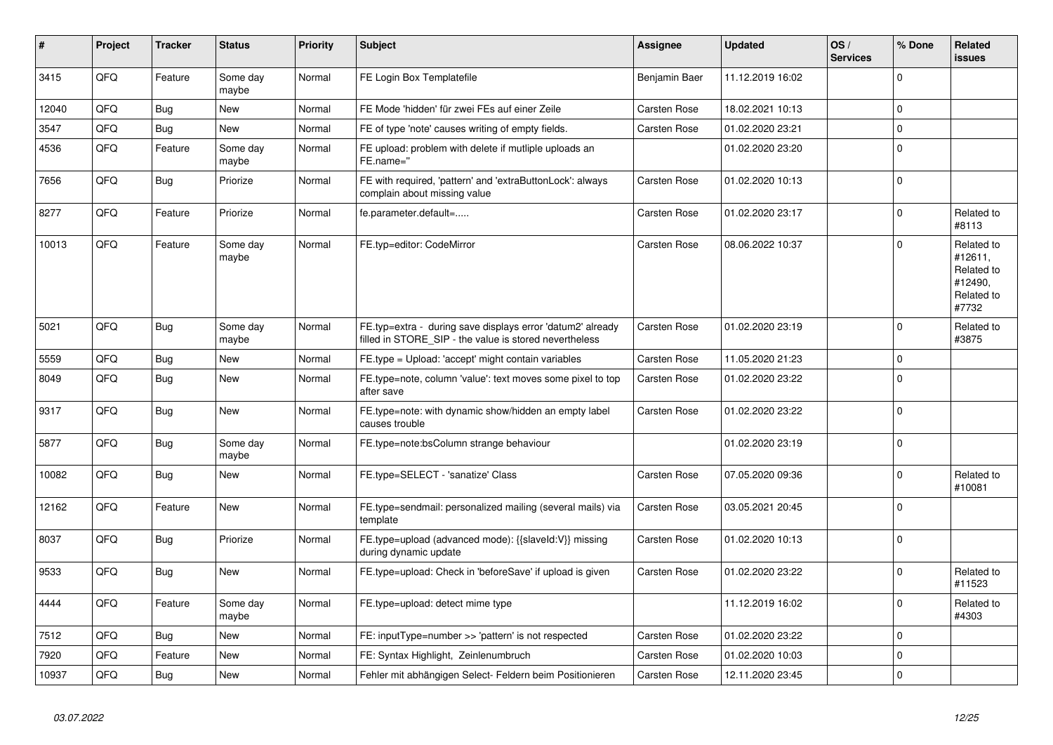| # | Project | Tracker | Status | Priority | Subject | Assignee | Updated | OS / Services | % Done | Related issues |
|---|---|---|---|---|---|---|---|---|---|---|
| 3415 | QFQ | Feature | Some day maybe | Normal | FE Login Box Templatefile | Benjamin Baer | 11.12.2019 16:02 | | 0 | |
| 12040 | QFQ | Bug | New | Normal | FE Mode 'hidden' für zwei FEs auf einer Zeile | Carsten Rose | 18.02.2021 10:13 | | 0 | |
| 3547 | QFQ | Bug | New | Normal | FE of type 'note' causes writing of empty fields. | Carsten Rose | 01.02.2020 23:21 | | 0 | |
| 4536 | QFQ | Feature | Some day maybe | Normal | FE upload: problem with delete if mutliple uploads an FE.name=" | | 01.02.2020 23:20 | | 0 | |
| 7656 | QFQ | Bug | Priorize | Normal | FE with required, 'pattern' and 'extraButtonLock': always complain about missing value | Carsten Rose | 01.02.2020 10:13 | | 0 | |
| 8277 | QFQ | Feature | Priorize | Normal | fe.parameter.default=..... | Carsten Rose | 01.02.2020 23:17 | | 0 | Related to #8113 |
| 10013 | QFQ | Feature | Some day maybe | Normal | FE.typ=editor: CodeMirror | Carsten Rose | 08.06.2022 10:37 | | 0 | Related to #12611, Related to #12490, Related to #7732 |
| 5021 | QFQ | Bug | Some day maybe | Normal | FE.typ=extra - during save displays error 'datum2' already filled in STORE_SIP - the value is stored nevertheless | Carsten Rose | 01.02.2020 23:19 | | 0 | Related to #3875 |
| 5559 | QFQ | Bug | New | Normal | FE.type = Upload: 'accept' might contain variables | Carsten Rose | 11.05.2020 21:23 | | 0 | |
| 8049 | QFQ | Bug | New | Normal | FE.type=note, column 'value': text moves some pixel to top after save | Carsten Rose | 01.02.2020 23:22 | | 0 | |
| 9317 | QFQ | Bug | New | Normal | FE.type=note: with dynamic show/hidden an empty label causes trouble | Carsten Rose | 01.02.2020 23:22 | | 0 | |
| 5877 | QFQ | Bug | Some day maybe | Normal | FE.type=note:bsColumn strange behaviour | | 01.02.2020 23:19 | | 0 | |
| 10082 | QFQ | Bug | New | Normal | FE.type=SELECT - 'sanatize' Class | Carsten Rose | 07.05.2020 09:36 | | 0 | Related to #10081 |
| 12162 | QFQ | Feature | New | Normal | FE.type=sendmail: personalized mailing (several mails) via template | Carsten Rose | 03.05.2021 20:45 | | 0 | |
| 8037 | QFQ | Bug | Priorize | Normal | FE.type=upload (advanced mode): {{slaveId:V}} missing during dynamic update | Carsten Rose | 01.02.2020 10:13 | | 0 | |
| 9533 | QFQ | Bug | New | Normal | FE.type=upload: Check in 'beforeSave' if upload is given | Carsten Rose | 01.02.2020 23:22 | | 0 | Related to #11523 |
| 4444 | QFQ | Feature | Some day maybe | Normal | FE.type=upload: detect mime type | | 11.12.2019 16:02 | | 0 | Related to #4303 |
| 7512 | QFQ | Bug | New | Normal | FE: inputType=number >> 'pattern' is not respected | Carsten Rose | 01.02.2020 23:22 | | 0 | |
| 7920 | QFQ | Feature | New | Normal | FE: Syntax Highlight, Zeilenumbruch | Carsten Rose | 01.02.2020 10:03 | | 0 | |
| 10937 | QFQ | Bug | New | Normal | Fehler mit abhängigen Select- Feldern beim Positionieren | Carsten Rose | 12.11.2020 23:45 | | 0 | |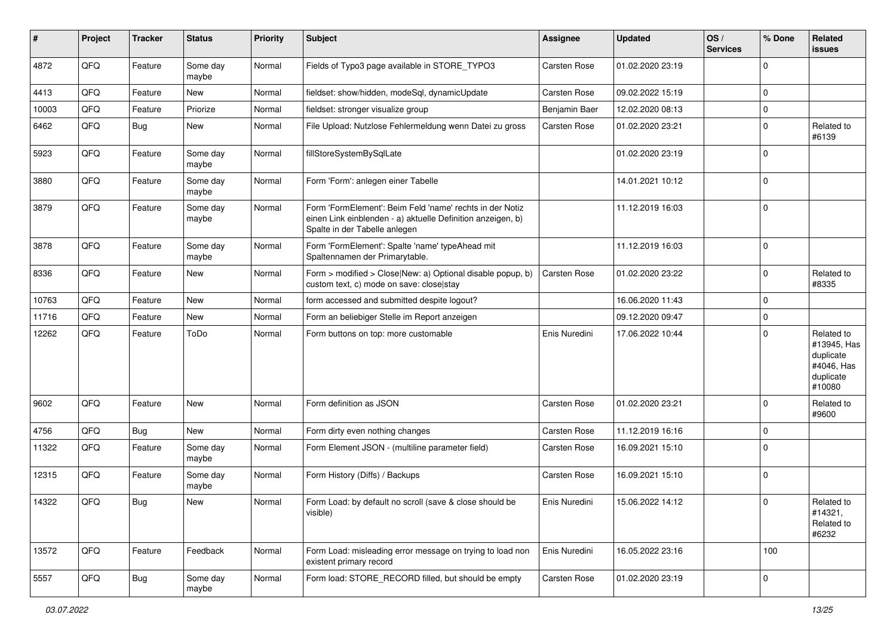| # | Project | Tracker | Status | Priority | Subject | Assignee | Updated | OS / Services | % Done | Related issues |
|---|---|---|---|---|---|---|---|---|---|---|
| 4872 | QFQ | Feature | Some day maybe | Normal | Fields of Typo3 page available in STORE_TYPO3 | Carsten Rose | 01.02.2020 23:19 | | 0 | |
| 4413 | QFQ | Feature | New | Normal | fieldset: show/hidden, modeSql, dynamicUpdate | Carsten Rose | 09.02.2022 15:19 | | 0 | |
| 10003 | QFQ | Feature | Priorize | Normal | fieldset: stronger visualize group | Benjamin Baer | 12.02.2020 08:13 | | 0 | |
| 6462 | QFQ | Bug | New | Normal | File Upload: Nutzlose Fehlermeldung wenn Datei zu gross | Carsten Rose | 01.02.2020 23:21 | | 0 | Related to #6139 |
| 5923 | QFQ | Feature | Some day maybe | Normal | fillStoreSystemBySqlLate | | 01.02.2020 23:19 | | 0 | |
| 3880 | QFQ | Feature | Some day maybe | Normal | Form 'Form': anlegen einer Tabelle | | 14.01.2021 10:12 | | 0 | |
| 3879 | QFQ | Feature | Some day maybe | Normal | Form 'FormElement': Beim Feld 'name' rechts in der Notiz einen Link einblenden - a) aktuelle Definition anzeigen, b) Spalte in der Tabelle anlegen | | 11.12.2019 16:03 | | 0 | |
| 3878 | QFQ | Feature | Some day maybe | Normal | Form 'FormElement': Spalte 'name' typeAhead mit Spaltennamen der Primarytable. | | 11.12.2019 16:03 | | 0 | |
| 8336 | QFQ | Feature | New | Normal | Form > modified > Close\|New: a) Optional disable popup, b) custom text, c) mode on save: close\|stay | Carsten Rose | 01.02.2020 23:22 | | 0 | Related to #8335 |
| 10763 | QFQ | Feature | New | Normal | form accessed and submitted despite logout? | | 16.06.2020 11:43 | | 0 | |
| 11716 | QFQ | Feature | New | Normal | Form an beliebiger Stelle im Report anzeigen | | 09.12.2020 09:47 | | 0 | |
| 12262 | QFQ | Feature | ToDo | Normal | Form buttons on top: more customable | Enis Nuredini | 17.06.2022 10:44 | | 0 | Related to #13945, Has duplicate #4046, Has duplicate #10080 |
| 9602 | QFQ | Feature | New | Normal | Form definition as JSON | Carsten Rose | 01.02.2020 23:21 | | 0 | Related to #9600 |
| 4756 | QFQ | Bug | New | Normal | Form dirty even nothing changes | Carsten Rose | 11.12.2019 16:16 | | 0 | |
| 11322 | QFQ | Feature | Some day maybe | Normal | Form Element JSON - (multiline parameter field) | Carsten Rose | 16.09.2021 15:10 | | 0 | |
| 12315 | QFQ | Feature | Some day maybe | Normal | Form History (Diffs) / Backups | Carsten Rose | 16.09.2021 15:10 | | 0 | |
| 14322 | QFQ | Bug | New | Normal | Form Load: by default no scroll (save & close should be visible) | Enis Nuredini | 15.06.2022 14:12 | | 0 | Related to #14321, Related to #6232 |
| 13572 | QFQ | Feature | Feedback | Normal | Form Load: misleading error message on trying to load non existent primary record | Enis Nuredini | 16.05.2022 23:16 | | 100 | |
| 5557 | QFQ | Bug | Some day maybe | Normal | Form load: STORE_RECORD filled, but should be empty | Carsten Rose | 01.02.2020 23:19 | | 0 | |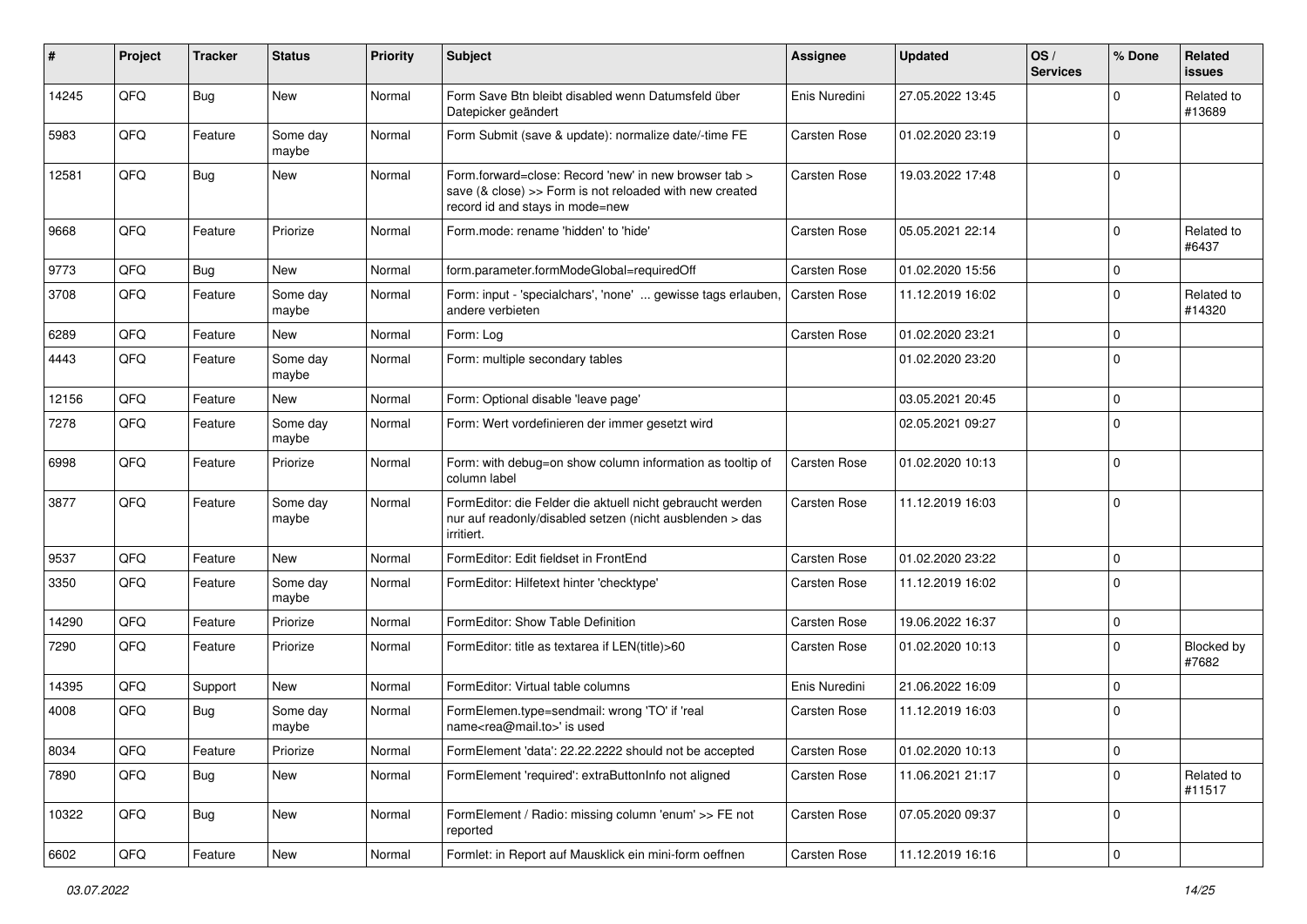| # | Project | Tracker | Status | Priority | Subject | Assignee | Updated | OS / Services | % Done | Related issues |
|---|---|---|---|---|---|---|---|---|---|---|
| 14245 | QFQ | Bug | New | Normal | Form Save Btn bleibt disabled wenn Datumsfeld über Datepicker geändert | Enis Nuredini | 27.05.2022 13:45 | | 0 | Related to #13689 |
| 5983 | QFQ | Feature | Some day maybe | Normal | Form Submit (save & update): normalize date/-time FE | Carsten Rose | 01.02.2020 23:19 | | 0 | |
| 12581 | QFQ | Bug | New | Normal | Form.forward=close: Record 'new' in new browser tab > save (& close) >> Form is not reloaded with new created record id and stays in mode=new | Carsten Rose | 19.03.2022 17:48 | | 0 | |
| 9668 | QFQ | Feature | Priorize | Normal | Form.mode: rename 'hidden' to 'hide' | Carsten Rose | 05.05.2021 22:14 | | 0 | Related to #6437 |
| 9773 | QFQ | Bug | New | Normal | form.parameter.formModeGlobal=requiredOff | Carsten Rose | 01.02.2020 15:56 | | 0 | |
| 3708 | QFQ | Feature | Some day maybe | Normal | Form: input - 'specialchars', 'none' ... gewisse tags erlauben, andere verbieten | Carsten Rose | 11.12.2019 16:02 | | 0 | Related to #14320 |
| 6289 | QFQ | Feature | New | Normal | Form: Log | Carsten Rose | 01.02.2020 23:21 | | 0 | |
| 4443 | QFQ | Feature | Some day maybe | Normal | Form: multiple secondary tables | | 01.02.2020 23:20 | | 0 | |
| 12156 | QFQ | Feature | New | Normal | Form: Optional disable 'leave page' | | 03.05.2021 20:45 | | 0 | |
| 7278 | QFQ | Feature | Some day maybe | Normal | Form: Wert vordefinieren der immer gesetzt wird | | 02.05.2021 09:27 | | 0 | |
| 6998 | QFQ | Feature | Priorize | Normal | Form: with debug=on show column information as tooltip of column label | Carsten Rose | 01.02.2020 10:13 | | 0 | |
| 3877 | QFQ | Feature | Some day maybe | Normal | FormEditor: die Felder die aktuell nicht gebraucht werden nur auf readonly/disabled setzen (nicht ausblenden > das irritiert. | Carsten Rose | 11.12.2019 16:03 | | 0 | |
| 9537 | QFQ | Feature | New | Normal | FormEditor: Edit fieldset in FrontEnd | Carsten Rose | 01.02.2020 23:22 | | 0 | |
| 3350 | QFQ | Feature | Some day maybe | Normal | FormEditor: Hilfetext hinter 'checktype' | Carsten Rose | 11.12.2019 16:02 | | 0 | |
| 14290 | QFQ | Feature | Priorize | Normal | FormEditor: Show Table Definition | Carsten Rose | 19.06.2022 16:37 | | 0 | |
| 7290 | QFQ | Feature | Priorize | Normal | FormEditor: title as textarea if LEN(title)>60 | Carsten Rose | 01.02.2020 10:13 | | 0 | Blocked by #7682 |
| 14395 | QFQ | Support | New | Normal | FormEditor: Virtual table columns | Enis Nuredini | 21.06.2022 16:09 | | 0 | |
| 4008 | QFQ | Bug | Some day maybe | Normal | FormElemen.type=sendmail: wrong 'TO' if 'real name<rea@mail.to>' is used | Carsten Rose | 11.12.2019 16:03 | | 0 | |
| 8034 | QFQ | Feature | Priorize | Normal | FormElement 'data': 22.22.2222 should not be accepted | Carsten Rose | 01.02.2020 10:13 | | 0 | |
| 7890 | QFQ | Bug | New | Normal | FormElement 'required': extraButtonInfo not aligned | Carsten Rose | 11.06.2021 21:17 | | 0 | Related to #11517 |
| 10322 | QFQ | Bug | New | Normal | FormElement / Radio: missing column 'enum' >> FE not reported | Carsten Rose | 07.05.2020 09:37 | | 0 | |
| 6602 | QFQ | Feature | New | Normal | Formlet: in Report auf Mausklick ein mini-form oeffnen | Carsten Rose | 11.12.2019 16:16 | | 0 | |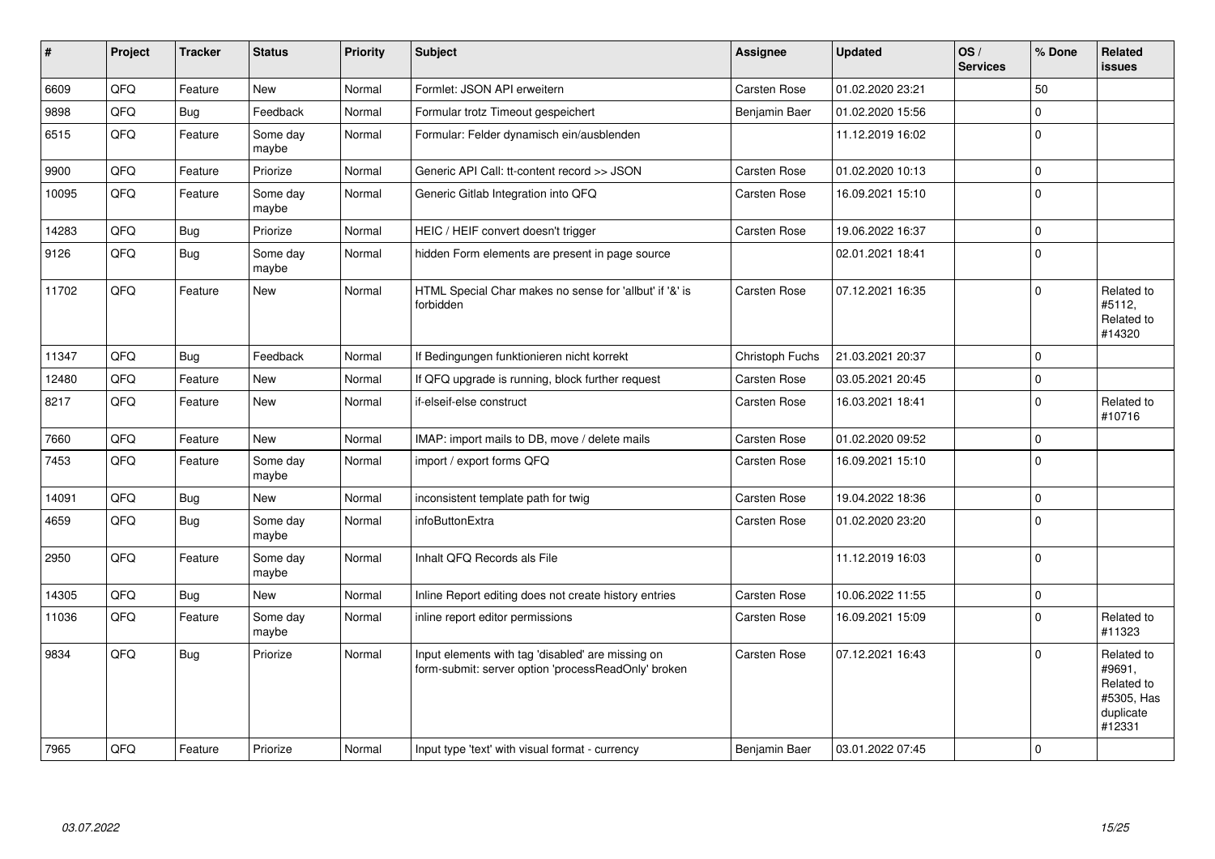| # | Project | Tracker | Status | Priority | Subject | Assignee | Updated | OS / Services | % Done | Related issues |
|---|---|---|---|---|---|---|---|---|---|---|
| 6609 | QFQ | Feature | New | Normal | Formlet: JSON API erweitern | Carsten Rose | 01.02.2020 23:21 | | 50 | |
| 9898 | QFQ | Bug | Feedback | Normal | Formular trotz Timeout gespeichert | Benjamin Baer | 01.02.2020 15:56 | | 0 | |
| 6515 | QFQ | Feature | Some day maybe | Normal | Formular: Felder dynamisch ein/ausblenden | | 11.12.2019 16:02 | | 0 | |
| 9900 | QFQ | Feature | Priorize | Normal | Generic API Call: tt-content record >> JSON | Carsten Rose | 01.02.2020 10:13 | | 0 | |
| 10095 | QFQ | Feature | Some day maybe | Normal | Generic Gitlab Integration into QFQ | Carsten Rose | 16.09.2021 15:10 | | 0 | |
| 14283 | QFQ | Bug | Priorize | Normal | HEIC / HEIF convert doesn't trigger | Carsten Rose | 19.06.2022 16:37 | | 0 | |
| 9126 | QFQ | Bug | Some day maybe | Normal | hidden Form elements are present in page source | | 02.01.2021 18:41 | | 0 | |
| 11702 | QFQ | Feature | New | Normal | HTML Special Char makes no sense for 'allbut' if '&' is forbidden | Carsten Rose | 07.12.2021 16:35 | | 0 | Related to #5112, Related to #14320 |
| 11347 | QFQ | Bug | Feedback | Normal | If Bedingungen funktionieren nicht korrekt | Christoph Fuchs | 21.03.2021 20:37 | | 0 | |
| 12480 | QFQ | Feature | New | Normal | If QFQ upgrade is running, block further request | Carsten Rose | 03.05.2021 20:45 | | 0 | |
| 8217 | QFQ | Feature | New | Normal | if-elseif-else construct | Carsten Rose | 16.03.2021 18:41 | | 0 | Related to #10716 |
| 7660 | QFQ | Feature | New | Normal | IMAP: import mails to DB, move / delete mails | Carsten Rose | 01.02.2020 09:52 | | 0 | |
| 7453 | QFQ | Feature | Some day maybe | Normal | import / export forms QFQ | Carsten Rose | 16.09.2021 15:10 | | 0 | |
| 14091 | QFQ | Bug | New | Normal | inconsistent template path for twig | Carsten Rose | 19.04.2022 18:36 | | 0 | |
| 4659 | QFQ | Bug | Some day maybe | Normal | infoButtonExtra | Carsten Rose | 01.02.2020 23:20 | | 0 | |
| 2950 | QFQ | Feature | Some day maybe | Normal | Inhalt QFQ Records als File | | 11.12.2019 16:03 | | 0 | |
| 14305 | QFQ | Bug | New | Normal | Inline Report editing does not create history entries | Carsten Rose | 10.06.2022 11:55 | | 0 | |
| 11036 | QFQ | Feature | Some day maybe | Normal | inline report editor permissions | Carsten Rose | 16.09.2021 15:09 | | 0 | Related to #11323 |
| 9834 | QFQ | Bug | Priorize | Normal | Input elements with tag 'disabled' are missing on form-submit: server option 'processReadOnly' broken | Carsten Rose | 07.12.2021 16:43 | | 0 | Related to #9691, Related to #5305, Has duplicate #12331 |
| 7965 | QFQ | Feature | Priorize | Normal | Input type 'text' with visual format - currency | Benjamin Baer | 03.01.2022 07:45 | | 0 | |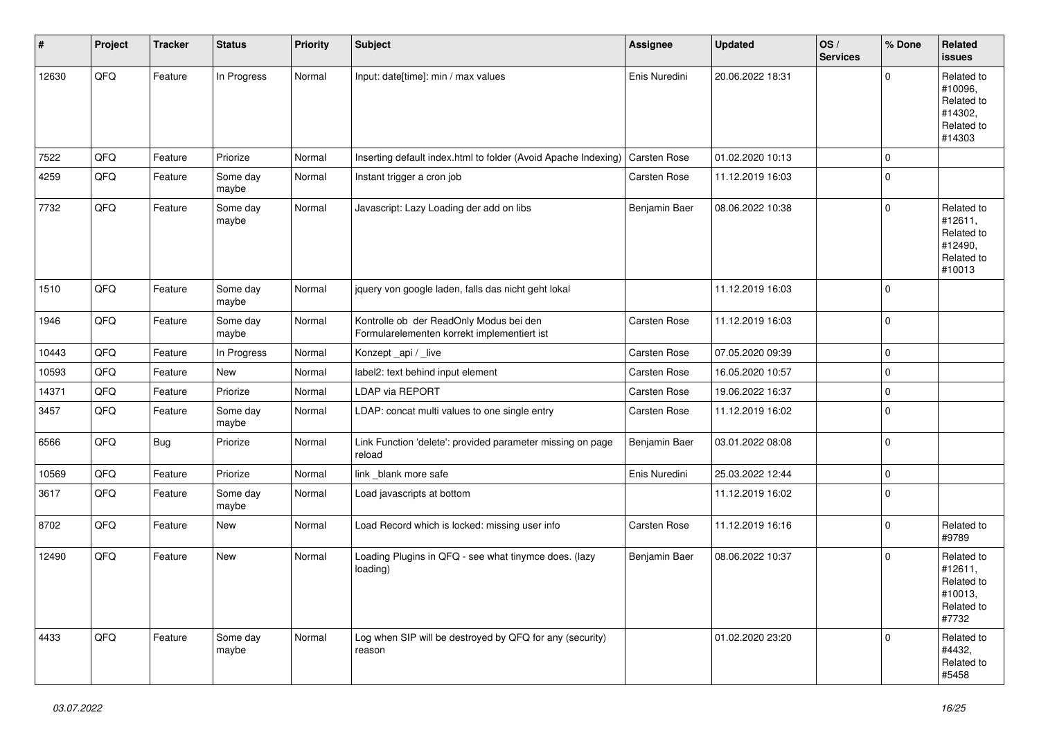| # | Project | Tracker | Status | Priority | Subject | Assignee | Updated | OS / Services | % Done | Related issues |
|---|---|---|---|---|---|---|---|---|---|---|
| 12630 | QFQ | Feature | In Progress | Normal | Input: date[time]: min / max values | Enis Nuredini | 20.06.2022 18:31 | | 0 | Related to #10096, Related to #14302, Related to #14303 |
| 7522 | QFQ | Feature | Priorize | Normal | Inserting default index.html to folder (Avoid Apache Indexing) | Carsten Rose | 01.02.2020 10:13 | | 0 | |
| 4259 | QFQ | Feature | Some day maybe | Normal | Instant trigger a cron job | Carsten Rose | 11.12.2019 16:03 | | 0 | |
| 7732 | QFQ | Feature | Some day maybe | Normal | Javascript: Lazy Loading der add on libs | Benjamin Baer | 08.06.2022 10:38 | | 0 | Related to #12611, Related to #12490, Related to #10013 |
| 1510 | QFQ | Feature | Some day maybe | Normal | jquery von google laden, falls das nicht geht lokal | | 11.12.2019 16:03 | | 0 | |
| 1946 | QFQ | Feature | Some day maybe | Normal | Kontrolle ob der ReadOnly Modus bei den Formularelementen korrekt implementiert ist | Carsten Rose | 11.12.2019 16:03 | | 0 | |
| 10443 | QFQ | Feature | In Progress | Normal | Konzept _api / _live | Carsten Rose | 07.05.2020 09:39 | | 0 | |
| 10593 | QFQ | Feature | New | Normal | label2: text behind input element | Carsten Rose | 16.05.2020 10:57 | | 0 | |
| 14371 | QFQ | Feature | Priorize | Normal | LDAP via REPORT | Carsten Rose | 19.06.2022 16:37 | | 0 | |
| 3457 | QFQ | Feature | Some day maybe | Normal | LDAP: concat multi values to one single entry | Carsten Rose | 11.12.2019 16:02 | | 0 | |
| 6566 | QFQ | Bug | Priorize | Normal | Link Function 'delete': provided parameter missing on page reload | Benjamin Baer | 03.01.2022 08:08 | | 0 | |
| 10569 | QFQ | Feature | Priorize | Normal | link _blank more safe | Enis Nuredini | 25.03.2022 12:44 | | 0 | |
| 3617 | QFQ | Feature | Some day maybe | Normal | Load javascripts at bottom | | 11.12.2019 16:02 | | 0 | |
| 8702 | QFQ | Feature | New | Normal | Load Record which is locked: missing user info | Carsten Rose | 11.12.2019 16:16 | | 0 | Related to #9789 |
| 12490 | QFQ | Feature | New | Normal | Loading Plugins in QFQ - see what tinymce does. (lazy loading) | Benjamin Baer | 08.06.2022 10:37 | | 0 | Related to #12611, Related to #10013, Related to #7732 |
| 4433 | QFQ | Feature | Some day maybe | Normal | Log when SIP will be destroyed by QFQ for any (security) reason | | 01.02.2020 23:20 | | 0 | Related to #4432, Related to #5458 |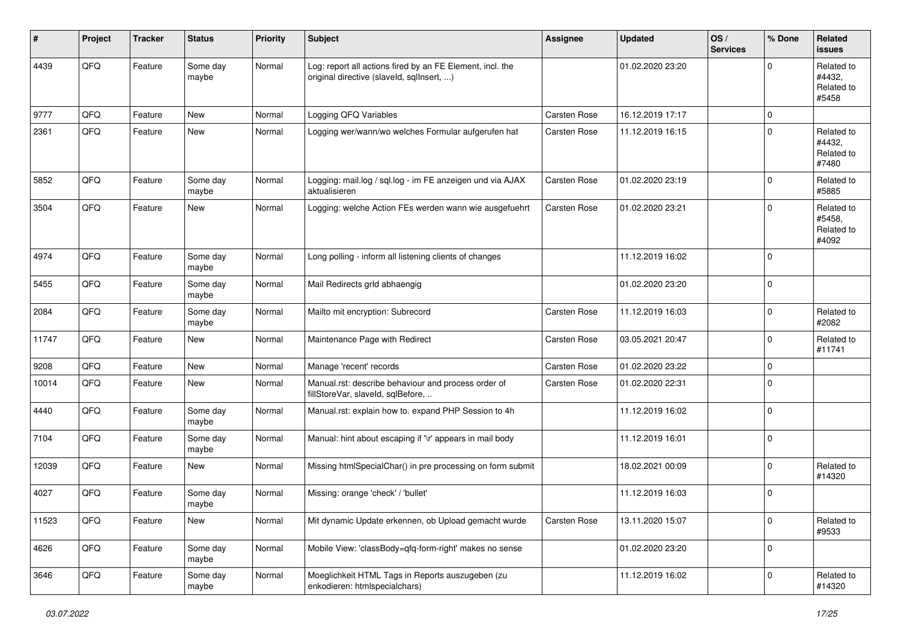| # | Project | Tracker | Status | Priority | Subject | Assignee | Updated | OS / Services | % Done | Related issues |
|---|---|---|---|---|---|---|---|---|---|---|
| 4439 | QFQ | Feature | Some day maybe | Normal | Log: report all actions fired by an FE Element, incl. the original directive (slaveId, sqlInsert, ...) | | 01.02.2020 23:20 | | 0 | Related to #4432, Related to #5458 |
| 9777 | QFQ | Feature | New | Normal | Logging QFQ Variables | Carsten Rose | 16.12.2019 17:17 | | 0 | |
| 2361 | QFQ | Feature | New | Normal | Logging wer/wann/wo welches Formular aufgerufen hat | Carsten Rose | 11.12.2019 16:15 | | 0 | Related to #4432, Related to #7480 |
| 5852 | QFQ | Feature | Some day maybe | Normal | Logging: mail.log / sql.log - im FE anzeigen und via AJAX aktualisieren | Carsten Rose | 01.02.2020 23:19 | | 0 | Related to #5885 |
| 3504 | QFQ | Feature | New | Normal | Logging: welche Action FEs werden wann wie ausgefuehrt | Carsten Rose | 01.02.2020 23:21 | | 0 | Related to #5458, Related to #4092 |
| 4974 | QFQ | Feature | Some day maybe | Normal | Long polling - inform all listening clients of changes | | 11.12.2019 16:02 | | 0 | |
| 5455 | QFQ | Feature | Some day maybe | Normal | Mail Redirects grId abhaengig | | 01.02.2020 23:20 | | 0 | |
| 2084 | QFQ | Feature | Some day maybe | Normal | Mailto mit encryption: Subrecord | Carsten Rose | 11.12.2019 16:03 | | 0 | Related to #2082 |
| 11747 | QFQ | Feature | New | Normal | Maintenance Page with Redirect | Carsten Rose | 03.05.2021 20:47 | | 0 | Related to #11741 |
| 9208 | QFQ | Feature | New | Normal | Manage 'recent' records | Carsten Rose | 01.02.2020 23:22 | | 0 | |
| 10014 | QFQ | Feature | New | Normal | Manual.rst: describe behaviour and process order of fillStoreVar, slaveId, sqlBefore, .. | Carsten Rose | 01.02.2020 22:31 | | 0 | |
| 4440 | QFQ | Feature | Some day maybe | Normal | Manual.rst: explain how to. expand PHP Session to 4h | | 11.12.2019 16:02 | | 0 | |
| 7104 | QFQ | Feature | Some day maybe | Normal | Manual: hint about escaping if '\r' appears in mail body | | 11.12.2019 16:01 | | 0 | |
| 12039 | QFQ | Feature | New | Normal | Missing htmlSpecialChar() in pre processing on form submit | | 18.02.2021 00:09 | | 0 | Related to #14320 |
| 4027 | QFQ | Feature | Some day maybe | Normal | Missing: orange 'check' / 'bullet' | | 11.12.2019 16:03 | | 0 | |
| 11523 | QFQ | Feature | New | Normal | Mit dynamic Update erkennen, ob Upload gemacht wurde | Carsten Rose | 13.11.2020 15:07 | | 0 | Related to #9533 |
| 4626 | QFQ | Feature | Some day maybe | Normal | Mobile View: 'classBody=qfq-form-right' makes no sense | | 01.02.2020 23:20 | | 0 | |
| 3646 | QFQ | Feature | Some day maybe | Normal | Moeglichkeit HTML Tags in Reports auszugeben (zu enkodieren: htmlspecialchars) | | 11.12.2019 16:02 | | 0 | Related to #14320 |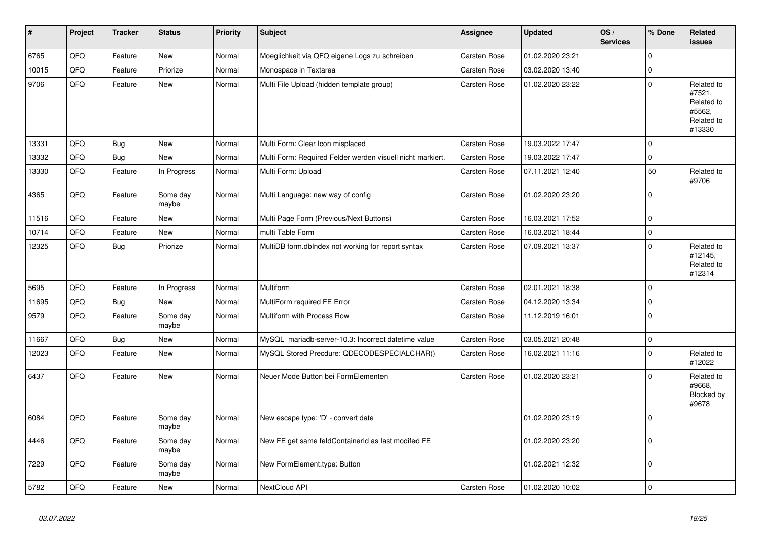| # | Project | Tracker | Status | Priority | Subject | Assignee | Updated | OS / Services | % Done | Related issues |
|---|---|---|---|---|---|---|---|---|---|---|
| 6765 | QFQ | Feature | New | Normal | Moeglichkeit via QFQ eigene Logs zu schreiben | Carsten Rose | 01.02.2020 23:21 | | 0 | |
| 10015 | QFQ | Feature | Priorize | Normal | Monospace in Textarea | Carsten Rose | 03.02.2020 13:40 | | 0 | |
| 9706 | QFQ | Feature | New | Normal | Multi File Upload (hidden template group) | Carsten Rose | 01.02.2020 23:22 | | 0 | Related to #7521, Related to #5562, Related to #13330 |
| 13331 | QFQ | Bug | New | Normal | Multi Form: Clear Icon misplaced | Carsten Rose | 19.03.2022 17:47 | | 0 | |
| 13332 | QFQ | Bug | New | Normal | Multi Form: Required Felder werden visuell nicht markiert. | Carsten Rose | 19.03.2022 17:47 | | 0 | |
| 13330 | QFQ | Feature | In Progress | Normal | Multi Form: Upload | Carsten Rose | 07.11.2021 12:40 | | 50 | Related to #9706 |
| 4365 | QFQ | Feature | Some day maybe | Normal | Multi Language: new way of config | Carsten Rose | 01.02.2020 23:20 | | 0 | |
| 11516 | QFQ | Feature | New | Normal | Multi Page Form (Previous/Next Buttons) | Carsten Rose | 16.03.2021 17:52 | | 0 | |
| 10714 | QFQ | Feature | New | Normal | multi Table Form | Carsten Rose | 16.03.2021 18:44 | | 0 | |
| 12325 | QFQ | Bug | Priorize | Normal | MultiDB form.dbIndex not working for report syntax | Carsten Rose | 07.09.2021 13:37 | | 0 | Related to #12145, Related to #12314 |
| 5695 | QFQ | Feature | In Progress | Normal | Multiform | Carsten Rose | 02.01.2021 18:38 | | 0 | |
| 11695 | QFQ | Bug | New | Normal | MultiForm required FE Error | Carsten Rose | 04.12.2020 13:34 | | 0 | |
| 9579 | QFQ | Feature | Some day maybe | Normal | Multiform with Process Row | Carsten Rose | 11.12.2019 16:01 | | 0 | |
| 11667 | QFQ | Bug | New | Normal | MySQL mariadb-server-10.3: Incorrect datetime value | Carsten Rose | 03.05.2021 20:48 | | 0 | |
| 12023 | QFQ | Feature | New | Normal | MySQL Stored Precdure: QDECODESPECIALCHAR() | Carsten Rose | 16.02.2021 11:16 | | 0 | Related to #12022 |
| 6437 | QFQ | Feature | New | Normal | Neuer Mode Button bei FormElementen | Carsten Rose | 01.02.2020 23:21 | | 0 | Related to #9668, Blocked by #9678 |
| 6084 | QFQ | Feature | Some day maybe | Normal | New escape type: 'D' - convert date | | 01.02.2020 23:19 | | 0 | |
| 4446 | QFQ | Feature | Some day maybe | Normal | New FE get same feldContainerId as last modifed FE | | 01.02.2020 23:20 | | 0 | |
| 7229 | QFQ | Feature | Some day maybe | Normal | New FormElement.type: Button | | 01.02.2021 12:32 | | 0 | |
| 5782 | QFQ | Feature | New | Normal | NextCloud API | Carsten Rose | 01.02.2020 10:02 | | 0 | |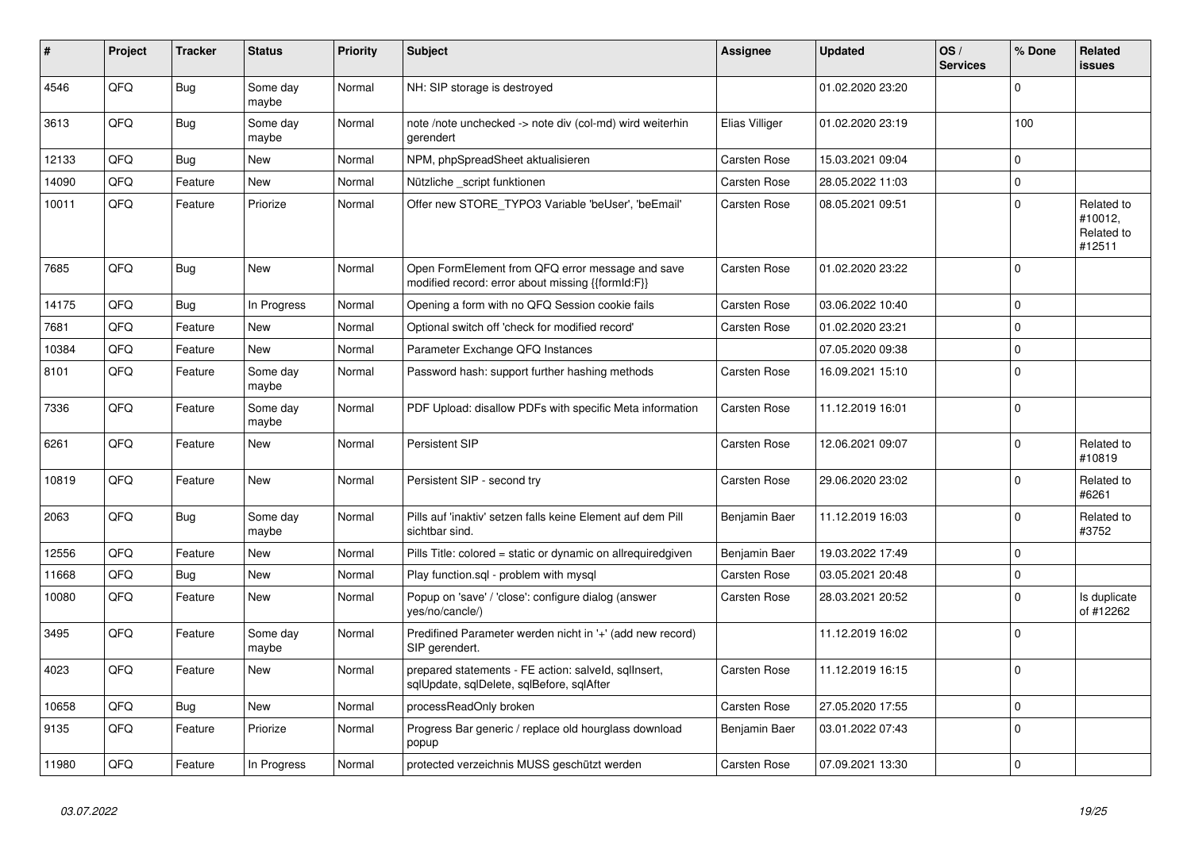| # | Project | Tracker | Status | Priority | Subject | Assignee | Updated | OS / Services | % Done | Related issues |
|---|---|---|---|---|---|---|---|---|---|---|
| 4546 | QFQ | Bug | Some day maybe | Normal | NH: SIP storage is destroyed | | 01.02.2020 23:20 | | 0 | |
| 3613 | QFQ | Bug | Some day maybe | Normal | note /note unchecked -> note div (col-md) wird weiterhin gerendert | Elias Villiger | 01.02.2020 23:19 | | 100 | |
| 12133 | QFQ | Bug | New | Normal | NPM, phpSpreadSheet aktualisieren | Carsten Rose | 15.03.2021 09:04 | | 0 | |
| 14090 | QFQ | Feature | New | Normal | Nützliche _script funktionen | Carsten Rose | 28.05.2022 11:03 | | 0 | |
| 10011 | QFQ | Feature | Priorize | Normal | Offer new STORE_TYPO3 Variable 'beUser', 'beEmail' | Carsten Rose | 08.05.2021 09:51 | | 0 | Related to #10012, Related to #12511 |
| 7685 | QFQ | Bug | New | Normal | Open FormElement from QFQ error message and save modified record: error about missing {{formId:F}} | Carsten Rose | 01.02.2020 23:22 | | 0 | |
| 14175 | QFQ | Bug | In Progress | Normal | Opening a form with no QFQ Session cookie fails | Carsten Rose | 03.06.2022 10:40 | | 0 | |
| 7681 | QFQ | Feature | New | Normal | Optional switch off 'check for modified record' | Carsten Rose | 01.02.2020 23:21 | | 0 | |
| 10384 | QFQ | Feature | New | Normal | Parameter Exchange QFQ Instances | | 07.05.2020 09:38 | | 0 | |
| 8101 | QFQ | Feature | Some day maybe | Normal | Password hash: support further hashing methods | Carsten Rose | 16.09.2021 15:10 | | 0 | |
| 7336 | QFQ | Feature | Some day maybe | Normal | PDF Upload: disallow PDFs with specific Meta information | Carsten Rose | 11.12.2019 16:01 | | 0 | |
| 6261 | QFQ | Feature | New | Normal | Persistent SIP | Carsten Rose | 12.06.2021 09:07 | | 0 | Related to #10819 |
| 10819 | QFQ | Feature | New | Normal | Persistent SIP - second try | Carsten Rose | 29.06.2020 23:02 | | 0 | Related to #6261 |
| 2063 | QFQ | Bug | Some day maybe | Normal | Pills auf 'inaktiv' setzen falls keine Element auf dem Pill sichtbar sind. | Benjamin Baer | 11.12.2019 16:03 | | 0 | Related to #3752 |
| 12556 | QFQ | Feature | New | Normal | Pills Title: colored = static or dynamic on allrequiredgiven | Benjamin Baer | 19.03.2022 17:49 | | 0 | |
| 11668 | QFQ | Bug | New | Normal | Play function.sql - problem with mysql | Carsten Rose | 03.05.2021 20:48 | | 0 | |
| 10080 | QFQ | Feature | New | Normal | Popup on 'save' / 'close': configure dialog (answer yes/no/cancle/) | Carsten Rose | 28.03.2021 20:52 | | 0 | Is duplicate of #12262 |
| 3495 | QFQ | Feature | Some day maybe | Normal | Predifined Parameter werden nicht in '+' (add new record) SIP gerendert. | | 11.12.2019 16:02 | | 0 | |
| 4023 | QFQ | Feature | New | Normal | prepared statements - FE action: salveld, sqlInsert, sqlUpdate, sqlDelete, sqlBefore, sqlAfter | Carsten Rose | 11.12.2019 16:15 | | 0 | |
| 10658 | QFQ | Bug | New | Normal | processReadOnly broken | Carsten Rose | 27.05.2020 17:55 | | 0 | |
| 9135 | QFQ | Feature | Priorize | Normal | Progress Bar generic / replace old hourglass download popup | Benjamin Baer | 03.01.2022 07:43 | | 0 | |
| 11980 | QFQ | Feature | In Progress | Normal | protected verzeichnis MUSS geschützt werden | Carsten Rose | 07.09.2021 13:30 | | 0 | |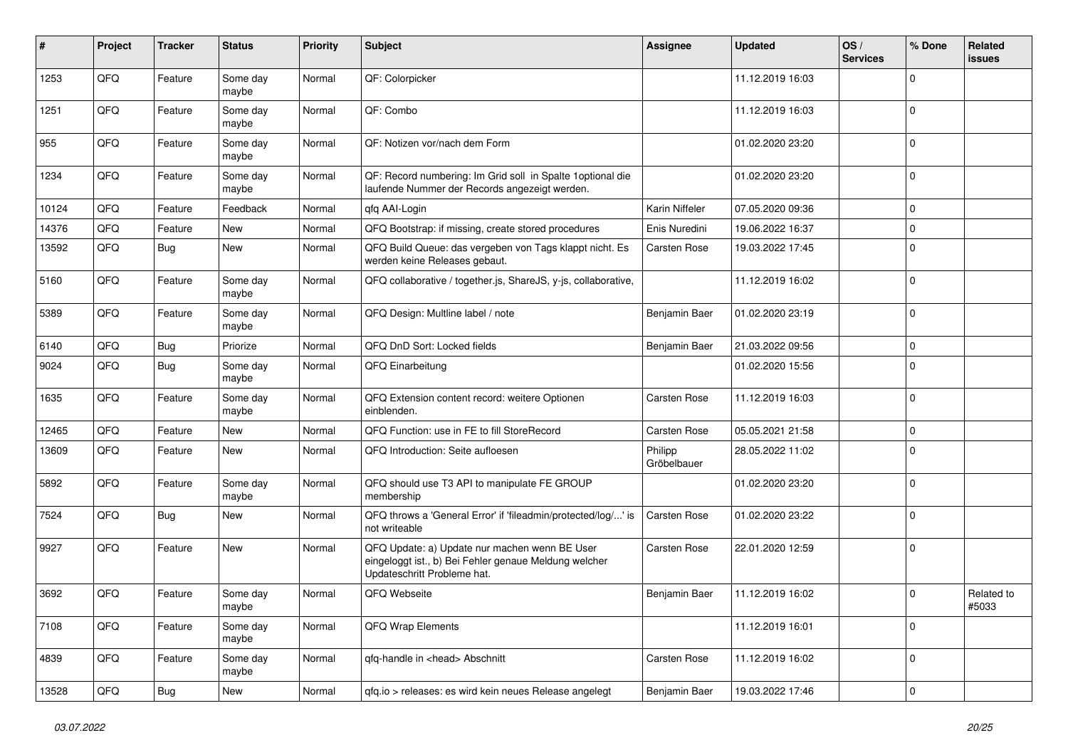| # | Project | Tracker | Status | Priority | Subject | Assignee | Updated | OS / Services | % Done | Related issues |
|---|---|---|---|---|---|---|---|---|---|---|
| 1253 | QFQ | Feature | Some day maybe | Normal | QF: Colorpicker | | 11.12.2019 16:03 | | 0 | |
| 1251 | QFQ | Feature | Some day maybe | Normal | QF: Combo | | 11.12.2019 16:03 | | 0 | |
| 955 | QFQ | Feature | Some day maybe | Normal | QF: Notizen vor/nach dem Form | | 01.02.2020 23:20 | | 0 | |
| 1234 | QFQ | Feature | Some day maybe | Normal | QF: Record numbering: Im Grid soll in Spalte 1optional die laufende Nummer der Records angezeigt werden. | | 01.02.2020 23:20 | | 0 | |
| 10124 | QFQ | Feature | Feedback | Normal | qfq AAI-Login | Karin Niffeler | 07.05.2020 09:36 | | 0 | |
| 14376 | QFQ | Feature | New | Normal | QFQ Bootstrap: if missing, create stored procedures | Enis Nuredini | 19.06.2022 16:37 | | 0 | |
| 13592 | QFQ | Bug | New | Normal | QFQ Build Queue: das vergeben von Tags klappt nicht. Es werden keine Releases gebaut. | Carsten Rose | 19.03.2022 17:45 | | 0 | |
| 5160 | QFQ | Feature | Some day maybe | Normal | QFQ collaborative / together.js, ShareJS, y-js, collaborative, | | 11.12.2019 16:02 | | 0 | |
| 5389 | QFQ | Feature | Some day maybe | Normal | QFQ Design: Multline label / note | Benjamin Baer | 01.02.2020 23:19 | | 0 | |
| 6140 | QFQ | Bug | Priorize | Normal | QFQ DnD Sort: Locked fields | Benjamin Baer | 21.03.2022 09:56 | | 0 | |
| 9024 | QFQ | Bug | Some day maybe | Normal | QFQ Einarbeitung | | 01.02.2020 15:56 | | 0 | |
| 1635 | QFQ | Feature | Some day maybe | Normal | QFQ Extension content record: weitere Optionen einblenden. | Carsten Rose | 11.12.2019 16:03 | | 0 | |
| 12465 | QFQ | Feature | New | Normal | QFQ Function: use in FE to fill StoreRecord | Carsten Rose | 05.05.2021 21:58 | | 0 | |
| 13609 | QFQ | Feature | New | Normal | QFQ Introduction: Seite aufloesen | Philipp Gröbelbauer | 28.05.2022 11:02 | | 0 | |
| 5892 | QFQ | Feature | Some day maybe | Normal | QFQ should use T3 API to manipulate FE GROUP membership | | 01.02.2020 23:20 | | 0 | |
| 7524 | QFQ | Bug | New | Normal | QFQ throws a 'General Error' if 'fileadmin/protected/log/...' is not writeable | Carsten Rose | 01.02.2020 23:22 | | 0 | |
| 9927 | QFQ | Feature | New | Normal | QFQ Update: a) Update nur machen wenn BE User eingeloggt ist., b) Bei Fehler genaue Meldung welcher Updateschritt Probleme hat. | Carsten Rose | 22.01.2020 12:59 | | 0 | |
| 3692 | QFQ | Feature | Some day maybe | Normal | QFQ Webseite | Benjamin Baer | 11.12.2019 16:02 | | 0 | Related to #5033 |
| 7108 | QFQ | Feature | Some day maybe | Normal | QFQ Wrap Elements | | 11.12.2019 16:01 | | 0 | |
| 4839 | QFQ | Feature | Some day maybe | Normal | qfq-handle in <head> Abschnitt | Carsten Rose | 11.12.2019 16:02 | | 0 | |
| 13528 | QFQ | Bug | New | Normal | qfq.io > releases: es wird kein neues Release angelegt | Benjamin Baer | 19.03.2022 17:46 | | 0 | |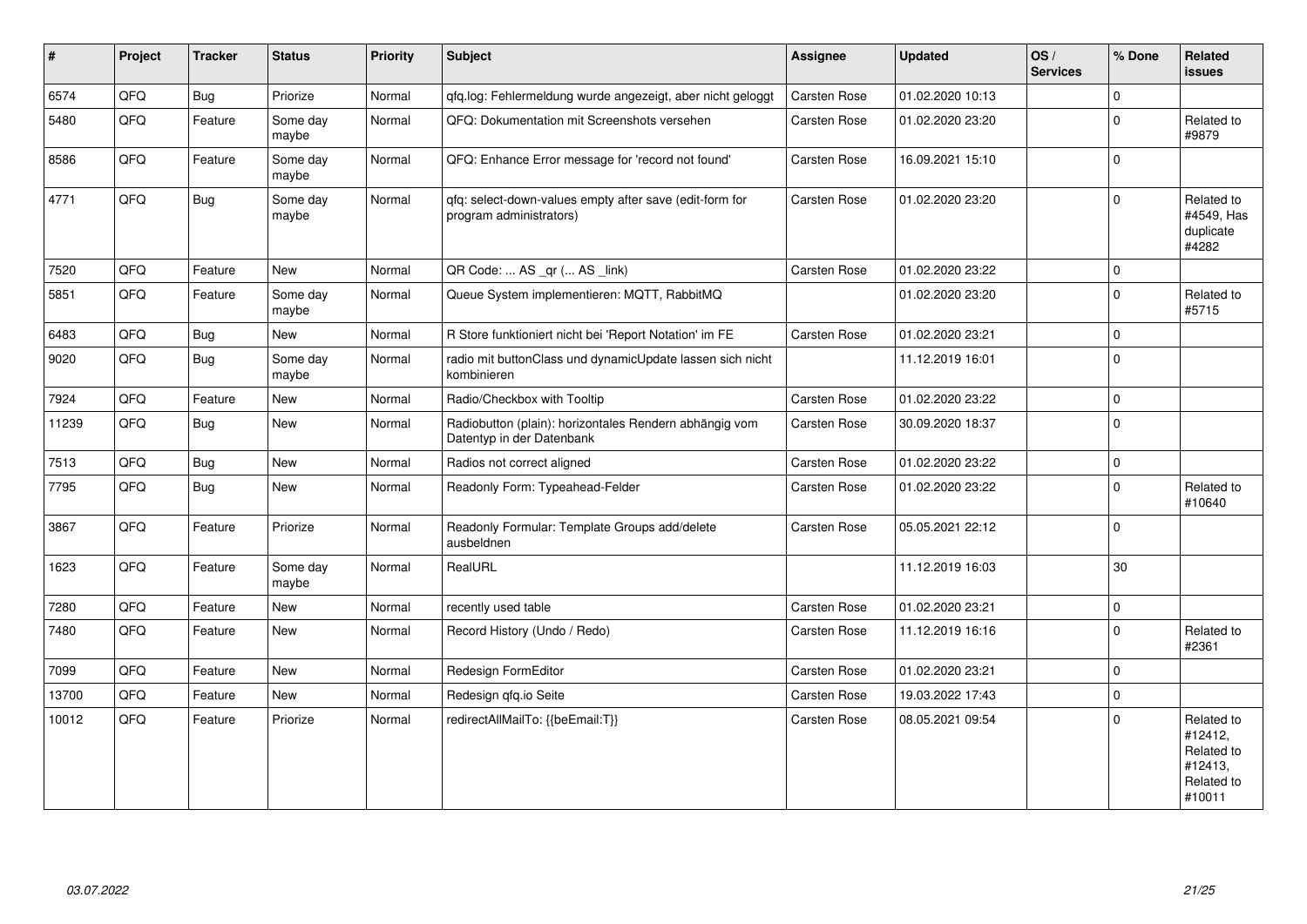| # | Project | Tracker | Status | Priority | Subject | Assignee | Updated | OS / Services | % Done | Related issues |
|---|---|---|---|---|---|---|---|---|---|---|
| 6574 | QFQ | Bug | Priorize | Normal | qfq.log: Fehlermeldung wurde angezeigt, aber nicht geloggt | Carsten Rose | 01.02.2020 10:13 | | 0 | |
| 5480 | QFQ | Feature | Some day maybe | Normal | QFQ: Dokumentation mit Screenshots versehen | Carsten Rose | 01.02.2020 23:20 | | 0 | Related to #9879 |
| 8586 | QFQ | Feature | Some day maybe | Normal | QFQ: Enhance Error message for 'record not found' | Carsten Rose | 16.09.2021 15:10 | | 0 | |
| 4771 | QFQ | Bug | Some day maybe | Normal | qfq: select-down-values empty after save (edit-form for program administrators) | Carsten Rose | 01.02.2020 23:20 | | 0 | Related to #4549, Has duplicate #4282 |
| 7520 | QFQ | Feature | New | Normal | QR Code: ... AS _qr (... AS _link) | Carsten Rose | 01.02.2020 23:22 | | 0 | |
| 5851 | QFQ | Feature | Some day maybe | Normal | Queue System implementieren: MQTT, RabbitMQ | | 01.02.2020 23:20 | | 0 | Related to #5715 |
| 6483 | QFQ | Bug | New | Normal | R Store funktioniert nicht bei 'Report Notation' im FE | Carsten Rose | 01.02.2020 23:21 | | 0 | |
| 9020 | QFQ | Bug | Some day maybe | Normal | radio mit buttonClass und dynamicUpdate lassen sich nicht kombinieren | | 11.12.2019 16:01 | | 0 | |
| 7924 | QFQ | Feature | New | Normal | Radio/Checkbox with Tooltip | Carsten Rose | 01.02.2020 23:22 | | 0 | |
| 11239 | QFQ | Bug | New | Normal | Radiobutton (plain): horizontales Rendern abhängig vom Datentyp in der Datenbank | Carsten Rose | 30.09.2020 18:37 | | 0 | |
| 7513 | QFQ | Bug | New | Normal | Radios not correct aligned | Carsten Rose | 01.02.2020 23:22 | | 0 | |
| 7795 | QFQ | Bug | New | Normal | Readonly Form: Typeahead-Felder | Carsten Rose | 01.02.2020 23:22 | | 0 | Related to #10640 |
| 3867 | QFQ | Feature | Priorize | Normal | Readonly Formular: Template Groups add/delete ausbeldnen | Carsten Rose | 05.05.2021 22:12 | | 0 | |
| 1623 | QFQ | Feature | Some day maybe | Normal | RealURL | | 11.12.2019 16:03 | | 30 | |
| 7280 | QFQ | Feature | New | Normal | recently used table | Carsten Rose | 01.02.2020 23:21 | | 0 | |
| 7480 | QFQ | Feature | New | Normal | Record History (Undo / Redo) | Carsten Rose | 11.12.2019 16:16 | | 0 | Related to #2361 |
| 7099 | QFQ | Feature | New | Normal | Redesign FormEditor | Carsten Rose | 01.02.2020 23:21 | | 0 | |
| 13700 | QFQ | Feature | New | Normal | Redesign qfq.io Seite | Carsten Rose | 19.03.2022 17:43 | | 0 | |
| 10012 | QFQ | Feature | Priorize | Normal | redirectAllMailTo: {{beEmail:T}} | Carsten Rose | 08.05.2021 09:54 | | 0 | Related to #12412, Related to #12413, Related to #10011 |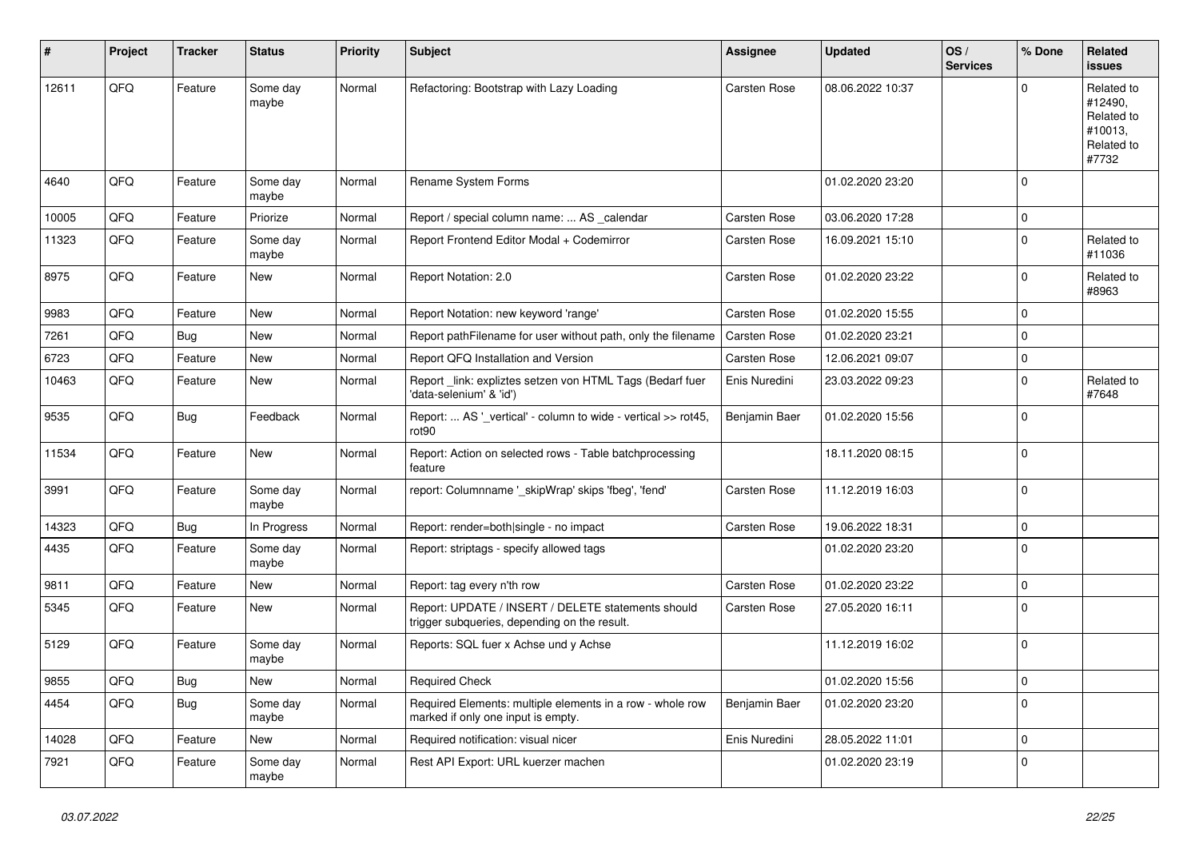| # | Project | Tracker | Status | Priority | Subject | Assignee | Updated | OS / Services | % Done | Related issues |
|---|---|---|---|---|---|---|---|---|---|---|
| 12611 | QFQ | Feature | Some day maybe | Normal | Refactoring: Bootstrap with Lazy Loading | Carsten Rose | 08.06.2022 10:37 | | 0 | Related to #12490, Related to #10013, Related to #7732 |
| 4640 | QFQ | Feature | Some day maybe | Normal | Rename System Forms | | 01.02.2020 23:20 | | 0 | |
| 10005 | QFQ | Feature | Priorize | Normal | Report / special column name: ... AS _calendar | Carsten Rose | 03.06.2020 17:28 | | 0 | |
| 11323 | QFQ | Feature | Some day maybe | Normal | Report Frontend Editor Modal + Codemirror | Carsten Rose | 16.09.2021 15:10 | | 0 | Related to #11036 |
| 8975 | QFQ | Feature | New | Normal | Report Notation: 2.0 | Carsten Rose | 01.02.2020 23:22 | | 0 | Related to #8963 |
| 9983 | QFQ | Feature | New | Normal | Report Notation: new keyword 'range' | Carsten Rose | 01.02.2020 15:55 | | 0 | |
| 7261 | QFQ | Bug | New | Normal | Report pathFilename for user without path, only the filename | Carsten Rose | 01.02.2020 23:21 | | 0 | |
| 6723 | QFQ | Feature | New | Normal | Report QFQ Installation and Version | Carsten Rose | 12.06.2021 09:07 | | 0 | |
| 10463 | QFQ | Feature | New | Normal | Report _link: expliztes setzen von HTML Tags (Bedarf fuer 'data-selenium' & 'id') | Enis Nuredini | 23.03.2022 09:23 | | 0 | Related to #7648 |
| 9535 | QFQ | Bug | Feedback | Normal | Report: ... AS '_vertical' - column to wide - vertical >> rot45, rot90 | Benjamin Baer | 01.02.2020 15:56 | | 0 | |
| 11534 | QFQ | Feature | New | Normal | Report: Action on selected rows - Table batchprocessing feature | | 18.11.2020 08:15 | | 0 | |
| 3991 | QFQ | Feature | Some day maybe | Normal | report: Columnname '_skipWrap' skips 'fbeg', 'fend' | Carsten Rose | 11.12.2019 16:03 | | 0 | |
| 14323 | QFQ | Bug | In Progress | Normal | Report: render=both\|single - no impact | Carsten Rose | 19.06.2022 18:31 | | 0 | |
| 4435 | QFQ | Feature | Some day maybe | Normal | Report: striptags - specify allowed tags | | 01.02.2020 23:20 | | 0 | |
| 9811 | QFQ | Feature | New | Normal | Report: tag every n'th row | Carsten Rose | 01.02.2020 23:22 | | 0 | |
| 5345 | QFQ | Feature | New | Normal | Report: UPDATE / INSERT / DELETE statements should trigger subqueries, depending on the result. | Carsten Rose | 27.05.2020 16:11 | | 0 | |
| 5129 | QFQ | Feature | Some day maybe | Normal | Reports: SQL fuer x Achse und y Achse | | 11.12.2019 16:02 | | 0 | |
| 9855 | QFQ | Bug | New | Normal | Required Check | | 01.02.2020 15:56 | | 0 | |
| 4454 | QFQ | Bug | Some day maybe | Normal | Required Elements: multiple elements in a row - whole row marked if only one input is empty. | Benjamin Baer | 01.02.2020 23:20 | | 0 | |
| 14028 | QFQ | Feature | New | Normal | Required notification: visual nicer | Enis Nuredini | 28.05.2022 11:01 | | 0 | |
| 7921 | QFQ | Feature | Some day maybe | Normal | Rest API Export: URL kuerzer machen | | 01.02.2020 23:19 | | 0 | |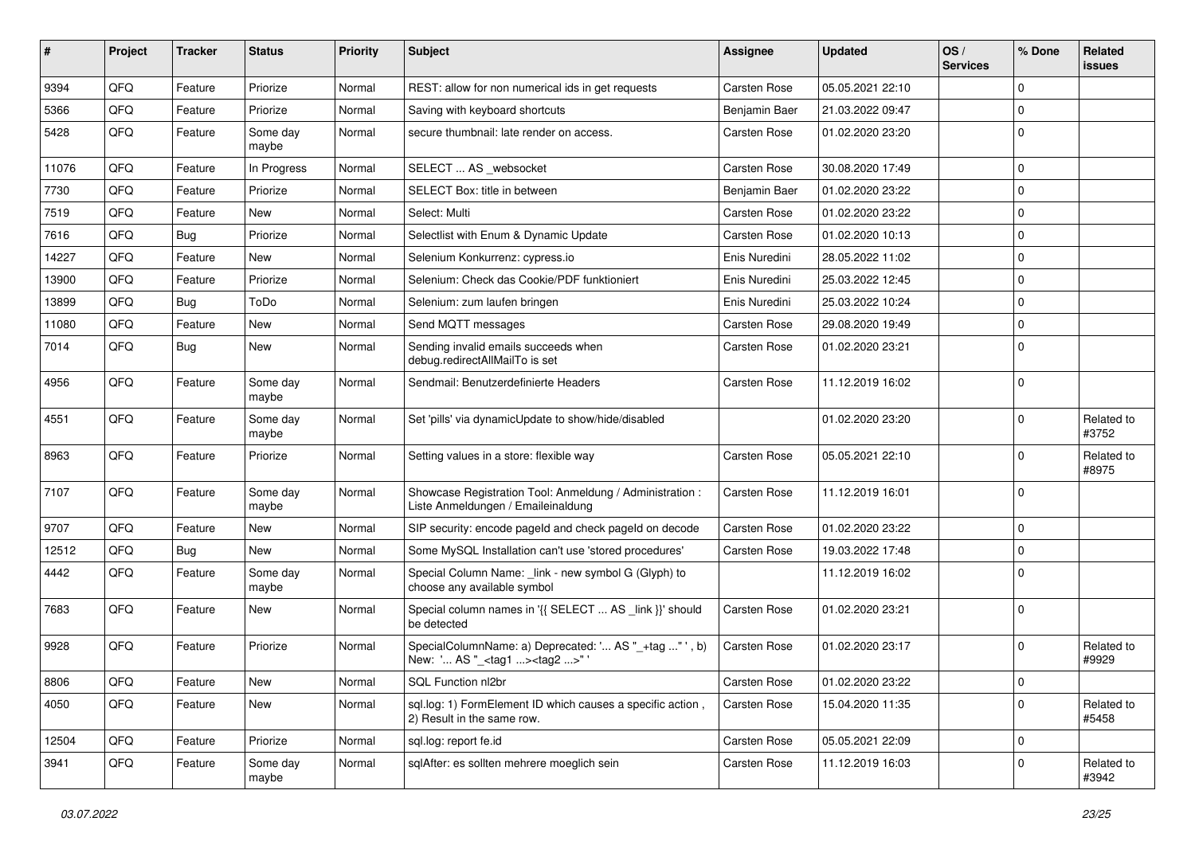| # | Project | Tracker | Status | Priority | Subject | Assignee | Updated | OS / Services | % Done | Related issues |
|---|---|---|---|---|---|---|---|---|---|---|
| 9394 | QFQ | Feature | Priorize | Normal | REST: allow for non numerical ids in get requests | Carsten Rose | 05.05.2021 22:10 | | 0 | |
| 5366 | QFQ | Feature | Priorize | Normal | Saving with keyboard shortcuts | Benjamin Baer | 21.03.2022 09:47 | | 0 | |
| 5428 | QFQ | Feature | Some day maybe | Normal | secure thumbnail: late render on access. | Carsten Rose | 01.02.2020 23:20 | | 0 | |
| 11076 | QFQ | Feature | In Progress | Normal | SELECT ... AS _websocket | Carsten Rose | 30.08.2020 17:49 | | 0 | |
| 7730 | QFQ | Feature | Priorize | Normal | SELECT Box: title in between | Benjamin Baer | 01.02.2020 23:22 | | 0 | |
| 7519 | QFQ | Feature | New | Normal | Select: Multi | Carsten Rose | 01.02.2020 23:22 | | 0 | |
| 7616 | QFQ | Bug | Priorize | Normal | Selectlist with Enum & Dynamic Update | Carsten Rose | 01.02.2020 10:13 | | 0 | |
| 14227 | QFQ | Feature | New | Normal | Selenium Konkurrenz: cypress.io | Enis Nuredini | 28.05.2022 11:02 | | 0 | |
| 13900 | QFQ | Feature | Priorize | Normal | Selenium: Check das Cookie/PDF funktioniert | Enis Nuredini | 25.03.2022 12:45 | | 0 | |
| 13899 | QFQ | Bug | ToDo | Normal | Selenium: zum laufen bringen | Enis Nuredini | 25.03.2022 10:24 | | 0 | |
| 11080 | QFQ | Feature | New | Normal | Send MQTT messages | Carsten Rose | 29.08.2020 19:49 | | 0 | |
| 7014 | QFQ | Bug | New | Normal | Sending invalid emails succeeds when debug.redirectAllMailTo is set | Carsten Rose | 01.02.2020 23:21 | | 0 | |
| 4956 | QFQ | Feature | Some day maybe | Normal | Sendmail: Benutzerdefinierte Headers | Carsten Rose | 11.12.2019 16:02 | | 0 | |
| 4551 | QFQ | Feature | Some day maybe | Normal | Set 'pills' via dynamicUpdate to show/hide/disabled | | 01.02.2020 23:20 | | 0 | Related to #3752 |
| 8963 | QFQ | Feature | Priorize | Normal | Setting values in a store: flexible way | Carsten Rose | 05.05.2021 22:10 | | 0 | Related to #8975 |
| 7107 | QFQ | Feature | Some day maybe | Normal | Showcase Registration Tool: Anmeldung / Administration : Liste Anmeldungen / Emaileinaldung | Carsten Rose | 11.12.2019 16:01 | | 0 | |
| 9707 | QFQ | Feature | New | Normal | SIP security: encode pageId and check pageId on decode | Carsten Rose | 01.02.2020 23:22 | | 0 | |
| 12512 | QFQ | Bug | New | Normal | Some MySQL Installation can't use 'stored procedures' | Carsten Rose | 19.03.2022 17:48 | | 0 | |
| 4442 | QFQ | Feature | Some day maybe | Normal | Special Column Name: _link - new symbol G (Glyph) to choose any available symbol | | 11.12.2019 16:02 | | 0 | |
| 7683 | QFQ | Feature | New | Normal | Special column names in '{{ SELECT ... AS _link }}' should be detected | Carsten Rose | 01.02.2020 23:21 | | 0 | |
| 9928 | QFQ | Feature | Priorize | Normal | SpecialColumnName: a) Deprecated: '... AS "_+tag ..." ', b) New: '... AS "_<tag1 ...><tag2 ...>" ' | Carsten Rose | 01.02.2020 23:17 | | 0 | Related to #9929 |
| 8806 | QFQ | Feature | New | Normal | SQL Function nl2br | Carsten Rose | 01.02.2020 23:22 | | 0 | |
| 4050 | QFQ | Feature | New | Normal | sql.log: 1) FormElement ID which causes a specific action , 2) Result in the same row. | Carsten Rose | 15.04.2020 11:35 | | 0 | Related to #5458 |
| 12504 | QFQ | Feature | Priorize | Normal | sql.log: report fe.id | Carsten Rose | 05.05.2021 22:09 | | 0 | |
| 3941 | QFQ | Feature | Some day maybe | Normal | sqlAfter: es sollten mehrere moeglich sein | Carsten Rose | 11.12.2019 16:03 | | 0 | Related to #3942 |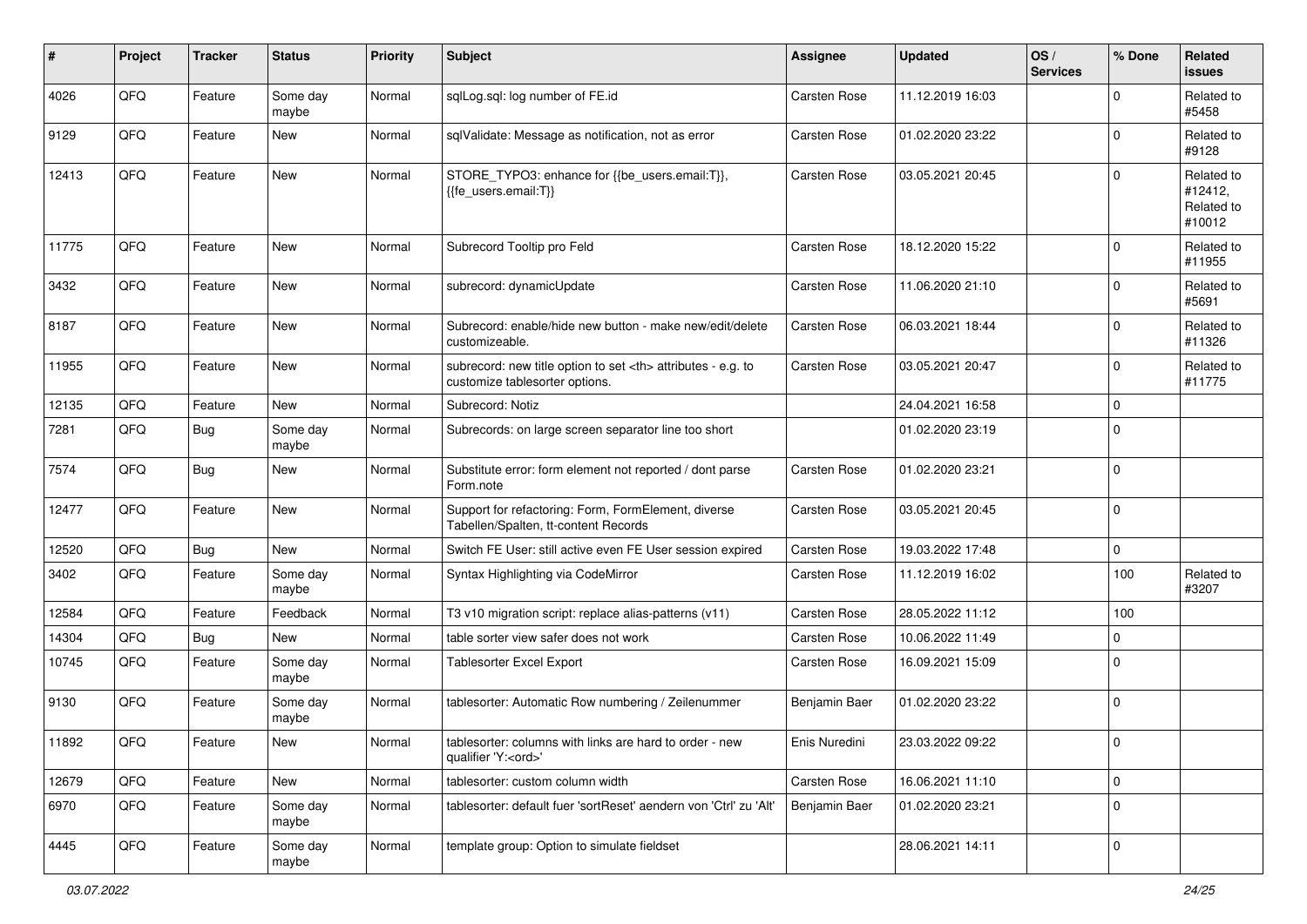| # | Project | Tracker | Status | Priority | Subject | Assignee | Updated | OS / Services | % Done | Related issues |
|---|---|---|---|---|---|---|---|---|---|---|
| 4026 | QFQ | Feature | Some day maybe | Normal | sqlLog.sql: log number of FE.id | Carsten Rose | 11.12.2019 16:03 | | 0 | Related to #5458 |
| 9129 | QFQ | Feature | New | Normal | sqlValidate: Message as notification, not as error | Carsten Rose | 01.02.2020 23:22 | | 0 | Related to #9128 |
| 12413 | QFQ | Feature | New | Normal | STORE_TYPO3: enhance for {{be_users.email:T}}, {{fe_users.email:T}} | Carsten Rose | 03.05.2021 20:45 | | 0 | Related to #12412, Related to #10012 |
| 11775 | QFQ | Feature | New | Normal | Subrecord Tooltip pro Feld | Carsten Rose | 18.12.2020 15:22 | | 0 | Related to #11955 |
| 3432 | QFQ | Feature | New | Normal | subrecord: dynamicUpdate | Carsten Rose | 11.06.2020 21:10 | | 0 | Related to #5691 |
| 8187 | QFQ | Feature | New | Normal | Subrecord: enable/hide new button - make new/edit/delete customizeable. | Carsten Rose | 06.03.2021 18:44 | | 0 | Related to #11326 |
| 11955 | QFQ | Feature | New | Normal | subrecord: new title option to set <th> attributes - e.g. to customize tablesorter options. | Carsten Rose | 03.05.2021 20:47 | | 0 | Related to #11775 |
| 12135 | QFQ | Feature | New | Normal | Subrecord: Notiz | | 24.04.2021 16:58 | | 0 | |
| 7281 | QFQ | Bug | Some day maybe | Normal | Subrecords: on large screen separator line too short | | 01.02.2020 23:19 | | 0 | |
| 7574 | QFQ | Bug | New | Normal | Substitute error: form element not reported / dont parse Form.note | Carsten Rose | 01.02.2020 23:21 | | 0 | |
| 12477 | QFQ | Feature | New | Normal | Support for refactoring: Form, FormElement, diverse Tabellen/Spalten, tt-content Records | Carsten Rose | 03.05.2021 20:45 | | 0 | |
| 12520 | QFQ | Bug | New | Normal | Switch FE User: still active even FE User session expired | Carsten Rose | 19.03.2022 17:48 | | 0 | |
| 3402 | QFQ | Feature | Some day maybe | Normal | Syntax Highlighting via CodeMirror | Carsten Rose | 11.12.2019 16:02 | | 100 | Related to #3207 |
| 12584 | QFQ | Feature | Feedback | Normal | T3 v10 migration script: replace alias-patterns (v11) | Carsten Rose | 28.05.2022 11:12 | | 100 | |
| 14304 | QFQ | Bug | New | Normal | table sorter view safer does not work | Carsten Rose | 10.06.2022 11:49 | | 0 | |
| 10745 | QFQ | Feature | Some day maybe | Normal | Tablesorter Excel Export | Carsten Rose | 16.09.2021 15:09 | | 0 | |
| 9130 | QFQ | Feature | Some day maybe | Normal | tablesorter: Automatic Row numbering / Zeilenummer | Benjamin Baer | 01.02.2020 23:22 | | 0 | |
| 11892 | QFQ | Feature | New | Normal | tablesorter: columns with links are hard to order - new qualifier 'Y:<ord>' | Enis Nuredini | 23.03.2022 09:22 | | 0 | |
| 12679 | QFQ | Feature | New | Normal | tablesorter: custom column width | Carsten Rose | 16.06.2021 11:10 | | 0 | |
| 6970 | QFQ | Feature | Some day maybe | Normal | tablesorter: default fuer 'sortReset' aendern von 'Ctrl' zu 'Alt' | Benjamin Baer | 01.02.2020 23:21 | | 0 | |
| 4445 | QFQ | Feature | Some day maybe | Normal | template group: Option to simulate fieldset | | 28.06.2021 14:11 | | 0 | |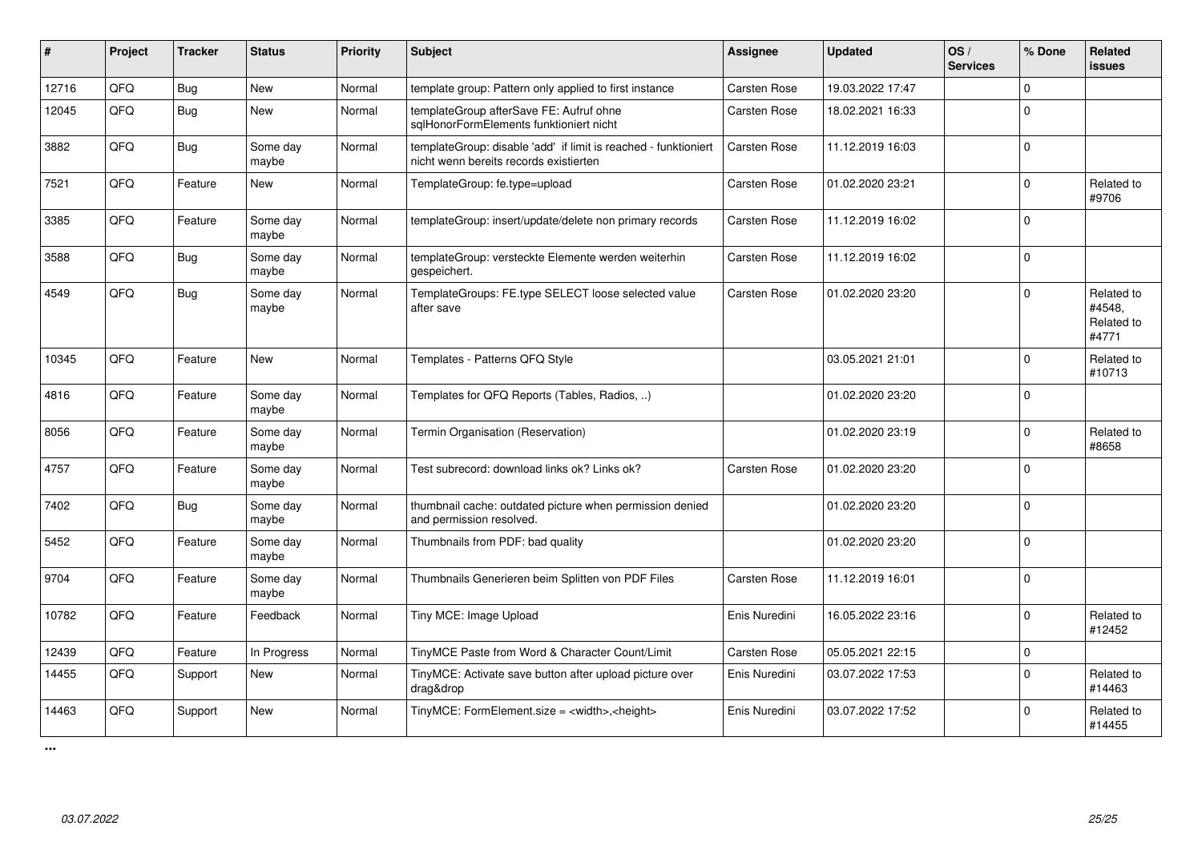| # | Project | Tracker | Status | Priority | Subject | Assignee | Updated | OS / Services | % Done | Related issues |
|---|---|---|---|---|---|---|---|---|---|---|
| 12716 | QFQ | Bug | New | Normal | template group: Pattern only applied to first instance | Carsten Rose | 19.03.2022 17:47 | | 0 | |
| 12045 | QFQ | Bug | New | Normal | templateGroup afterSave FE: Aufruf ohne sqlHonorFormElements funktioniert nicht | Carsten Rose | 18.02.2021 16:33 | | 0 | |
| 3882 | QFQ | Bug | Some day maybe | Normal | templateGroup: disable 'add' if limit is reached - funktioniert nicht wenn bereits records existierten | Carsten Rose | 11.12.2019 16:03 | | 0 | |
| 7521 | QFQ | Feature | New | Normal | TemplateGroup: fe.type=upload | Carsten Rose | 01.02.2020 23:21 | | 0 | Related to #9706 |
| 3385 | QFQ | Feature | Some day maybe | Normal | templateGroup: insert/update/delete non primary records | Carsten Rose | 11.12.2019 16:02 | | 0 | |
| 3588 | QFQ | Bug | Some day maybe | Normal | templateGroup: versteckte Elemente werden weiterhin gespeichert. | Carsten Rose | 11.12.2019 16:02 | | 0 | |
| 4549 | QFQ | Bug | Some day maybe | Normal | TemplateGroups: FE.type SELECT loose selected value after save | Carsten Rose | 01.02.2020 23:20 | | 0 | Related to #4548, Related to #4771 |
| 10345 | QFQ | Feature | New | Normal | Templates - Patterns QFQ Style | | 03.05.2021 21:01 | | 0 | Related to #10713 |
| 4816 | QFQ | Feature | Some day maybe | Normal | Templates for QFQ Reports (Tables, Radios, ..) | | 01.02.2020 23:20 | | 0 | |
| 8056 | QFQ | Feature | Some day maybe | Normal | Termin Organisation (Reservation) | | 01.02.2020 23:19 | | 0 | Related to #8658 |
| 4757 | QFQ | Feature | Some day maybe | Normal | Test subrecord: download links ok? Links ok? | Carsten Rose | 01.02.2020 23:20 | | 0 | |
| 7402 | QFQ | Bug | Some day maybe | Normal | thumbnail cache: outdated picture when permission denied and permission resolved. | | 01.02.2020 23:20 | | 0 | |
| 5452 | QFQ | Feature | Some day maybe | Normal | Thumbnails from PDF: bad quality | | 01.02.2020 23:20 | | 0 | |
| 9704 | QFQ | Feature | Some day maybe | Normal | Thumbnails Generieren beim Splitten von PDF Files | Carsten Rose | 11.12.2019 16:01 | | 0 | |
| 10782 | QFQ | Feature | Feedback | Normal | Tiny MCE: Image Upload | Enis Nuredini | 16.05.2022 23:16 | | 0 | Related to #12452 |
| 12439 | QFQ | Feature | In Progress | Normal | TinyMCE Paste from Word & Character Count/Limit | Carsten Rose | 05.05.2021 22:15 | | 0 | |
| 14455 | QFQ | Support | New | Normal | TinyMCE: Activate save button after upload picture over drag&drop | Enis Nuredini | 03.07.2022 17:53 | | 0 | Related to #14463 |
| 14463 | QFQ | Support | New | Normal | TinyMCE: FormElement.size = <width>,<height> | Enis Nuredini | 03.07.2022 17:52 | | 0 | Related to #14455 |

...